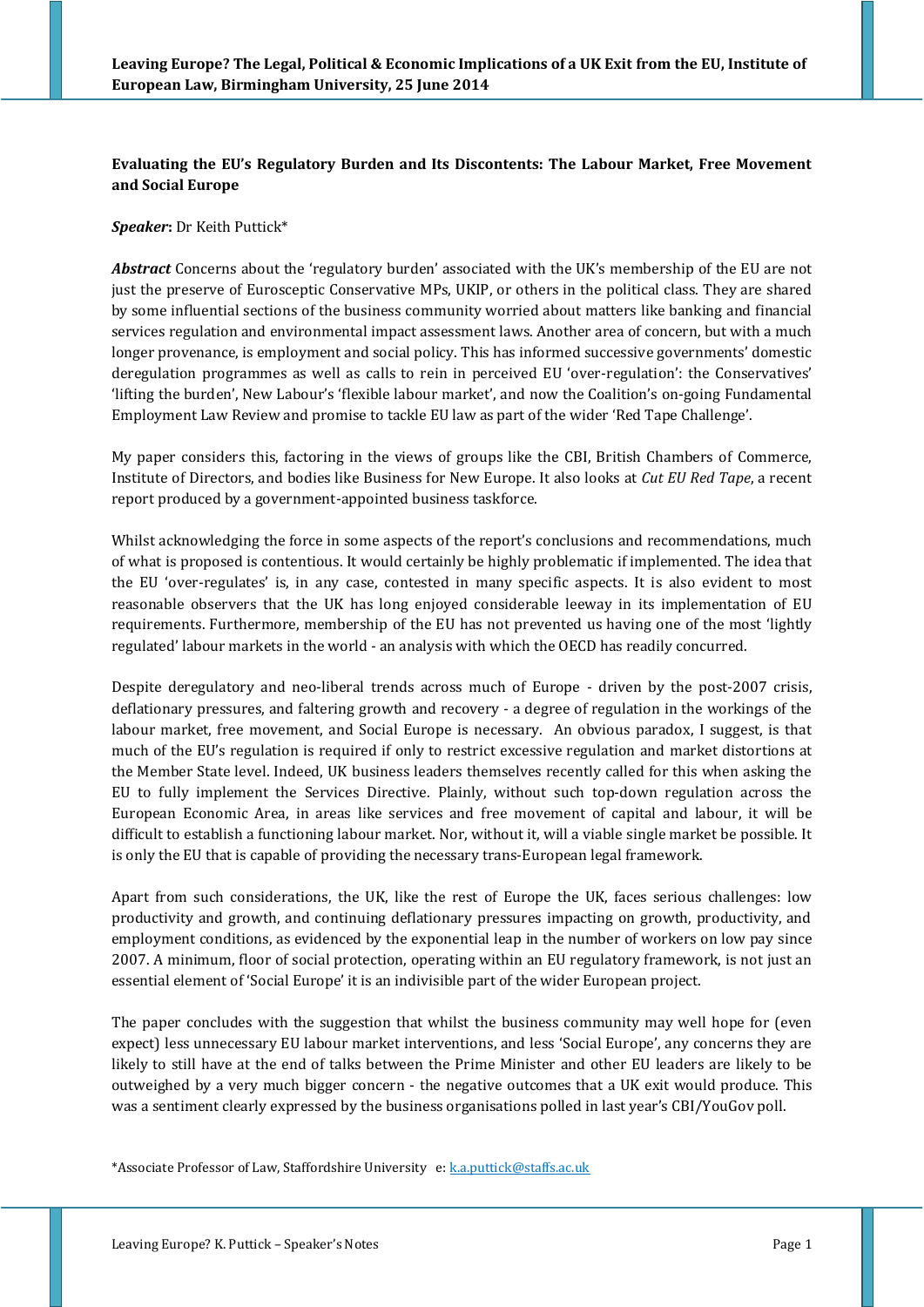# Evaluating the EU's Regulatory Burden and Its Discontents: The Labour Market, Free Movement and Social Europe

***Speaker*:** Dr Keith Puttick*

***Abstract*** Concerns about the 'regulatory burden' associated with the UK's membership of the EU are not just the preserve of Eurosceptic Conservative MPs, UKIP, or others in the political class. They are shared by some influential sections of the business community worried about matters like banking and financial services regulation and environmental impact assessment laws. Another area of concern, but with a much longer provenance, is employment and social policy. This has informed successive governments' domestic deregulation programmes as well as calls to rein in perceived EU 'over-regulation': the Conservatives' 'lifting the burden', New Labour's 'flexible labour market', and now the Coalition's on-going Fundamental Employment Law Review and promise to tackle EU law as part of the wider 'Red Tape Challenge'.

My paper considers this, factoring in the views of groups like the CBI, British Chambers of Commerce, Institute of Directors, and bodies like Business for New Europe. It also looks at *Cut EU Red Tape*, a recent report produced by a government-appointed business taskforce.

Whilst acknowledging the force in some aspects of the report's conclusions and recommendations, much of what is proposed is contentious. It would certainly be highly problematic if implemented. The idea that the EU 'over-regulates' is, in any case, contested in many specific aspects. It is also evident to most reasonable observers that the UK has long enjoyed considerable leeway in its implementation of EU requirements. Furthermore, membership of the EU has not prevented us having one of the most 'lightly regulated' labour markets in the world - an analysis with which the OECD has readily concurred.

Despite deregulatory and neo-liberal trends across much of Europe - driven by the post-2007 crisis, deflationary pressures, and faltering growth and recovery - a degree of regulation in the workings of the labour market, free movement, and Social Europe is necessary. An obvious paradox, I suggest, is that much of the EU's regulation is required if only to restrict excessive regulation and market distortions at the Member State level. Indeed, UK business leaders themselves recently called for this when asking the EU to fully implement the Services Directive. Plainly, without such top-down regulation across the European Economic Area, in areas like services and free movement of capital and labour, it will be difficult to establish a functioning labour market. Nor, without it, will a viable single market be possible. It is only the EU that is capable of providing the necessary trans-European legal framework.

Apart from such considerations, the UK, like the rest of Europe the UK, faces serious challenges: low productivity and growth, and continuing deflationary pressures impacting on growth, productivity, and employment conditions, as evidenced by the exponential leap in the number of workers on low pay since 2007. A minimum, floor of social protection, operating within an EU regulatory framework, is not just an essential element of 'Social Europe' it is an indivisible part of the wider European project.

The paper concludes with the suggestion that whilst the business community may well hope for (even expect) less unnecessary EU labour market interventions, and less 'Social Europe', any concerns they are likely to still have at the end of talks between the Prime Minister and other EU leaders are likely to be outweighed by a very much bigger concern - the negative outcomes that a UK exit would produce. This was a sentiment clearly expressed by the business organisations polled in last year's CBI/YouGov poll.

*Associate Professor of Law, Staffordshire University e: k.a.puttick@staffs.ac.uk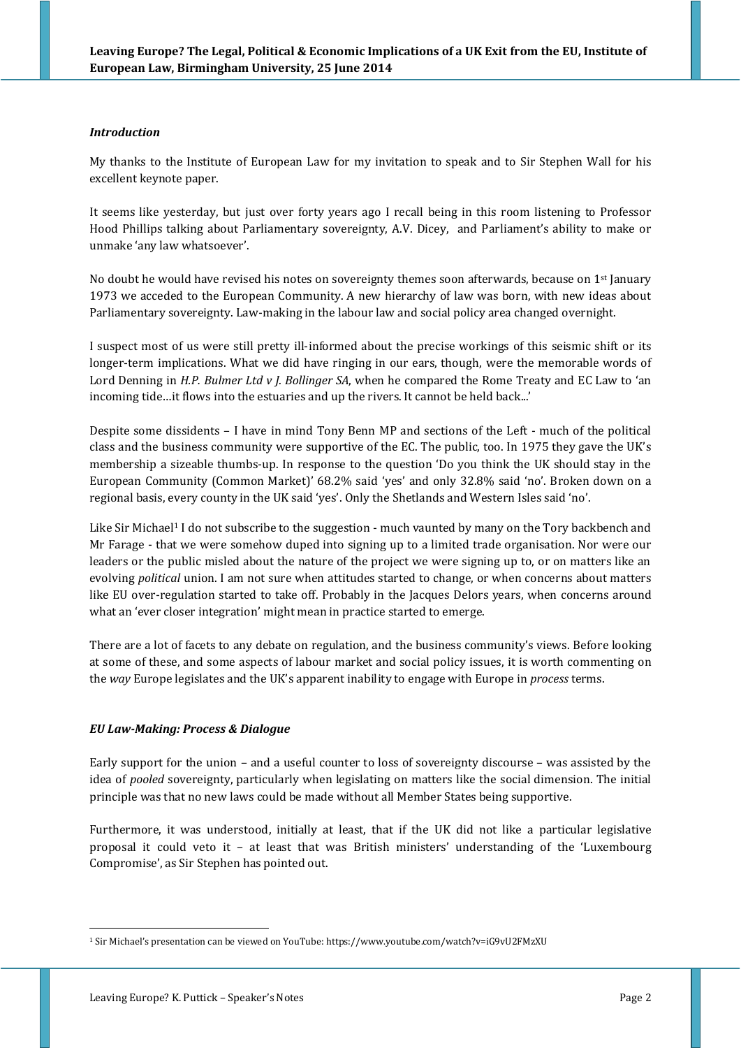### *Introduction*

My thanks to the Institute of European Law for my invitation to speak and to Sir Stephen Wall for his excellent keynote paper.

It seems like yesterday, but just over forty years ago I recall being in this room listening to Professor Hood Phillips talking about Parliamentary sovereignty, A.V. Dicey, and Parliament's ability to make or unmake 'any law whatsoever'.

No doubt he would have revised his notes on sovereignty themes soon afterwards, because on 1st January 1973 we acceded to the European Community. A new hierarchy of law was born, with new ideas about Parliamentary sovereignty. Law-making in the labour law and social policy area changed overnight.

I suspect most of us were still pretty ill-informed about the precise workings of this seismic shift or its longer-term implications. What we did have ringing in our ears, though, were the memorable words of Lord Denning in *H.P. Bulmer Ltd v J. Bollinger SA*, when he compared the Rome Treaty and EC Law to 'an incoming tide…it flows into the estuaries and up the rivers. It cannot be held back...'

Despite some dissidents – I have in mind Tony Benn MP and sections of the Left - much of the political class and the business community were supportive of the EC. The public, too. In 1975 they gave the UK's membership a sizeable thumbs-up. In response to the question 'Do you think the UK should stay in the European Community (Common Market)' 68.2% said 'yes' and only 32.8% said 'no'. Broken down on a regional basis, every county in the UK said 'yes'. Only the Shetlands and Western Isles said 'no'.

Like Sir Michael[1] I do not subscribe to the suggestion - much vaunted by many on the Tory backbench and Mr Farage - that we were somehow duped into signing up to a limited trade organisation. Nor were our leaders or the public misled about the nature of the project we were signing up to, or on matters like an evolving *political* union. I am not sure when attitudes started to change, or when concerns about matters like EU over-regulation started to take off. Probably in the Jacques Delors years, when concerns around what an 'ever closer integration' might mean in practice started to emerge.

There are a lot of facets to any debate on regulation, and the business community's views. Before looking at some of these, and some aspects of labour market and social policy issues, it is worth commenting on the *way* Europe legislates and the UK's apparent inability to engage with Europe in *process* terms.

### *EU Law-Making: Process & Dialogue*

Early support for the union – and a useful counter to loss of sovereignty discourse – was assisted by the idea of *pooled* sovereignty, particularly when legislating on matters like the social dimension. The initial principle was that no new laws could be made without all Member States being supportive.

Furthermore, it was understood, initially at least, that if the UK did not like a particular legislative proposal it could veto it – at least that was British ministers' understanding of the 'Luxembourg Compromise', as Sir Stephen has pointed out.

---

[1] Sir Michael's presentation can be viewed on YouTube: https://www.youtube.com/watch?v=iG9vU2FMzXU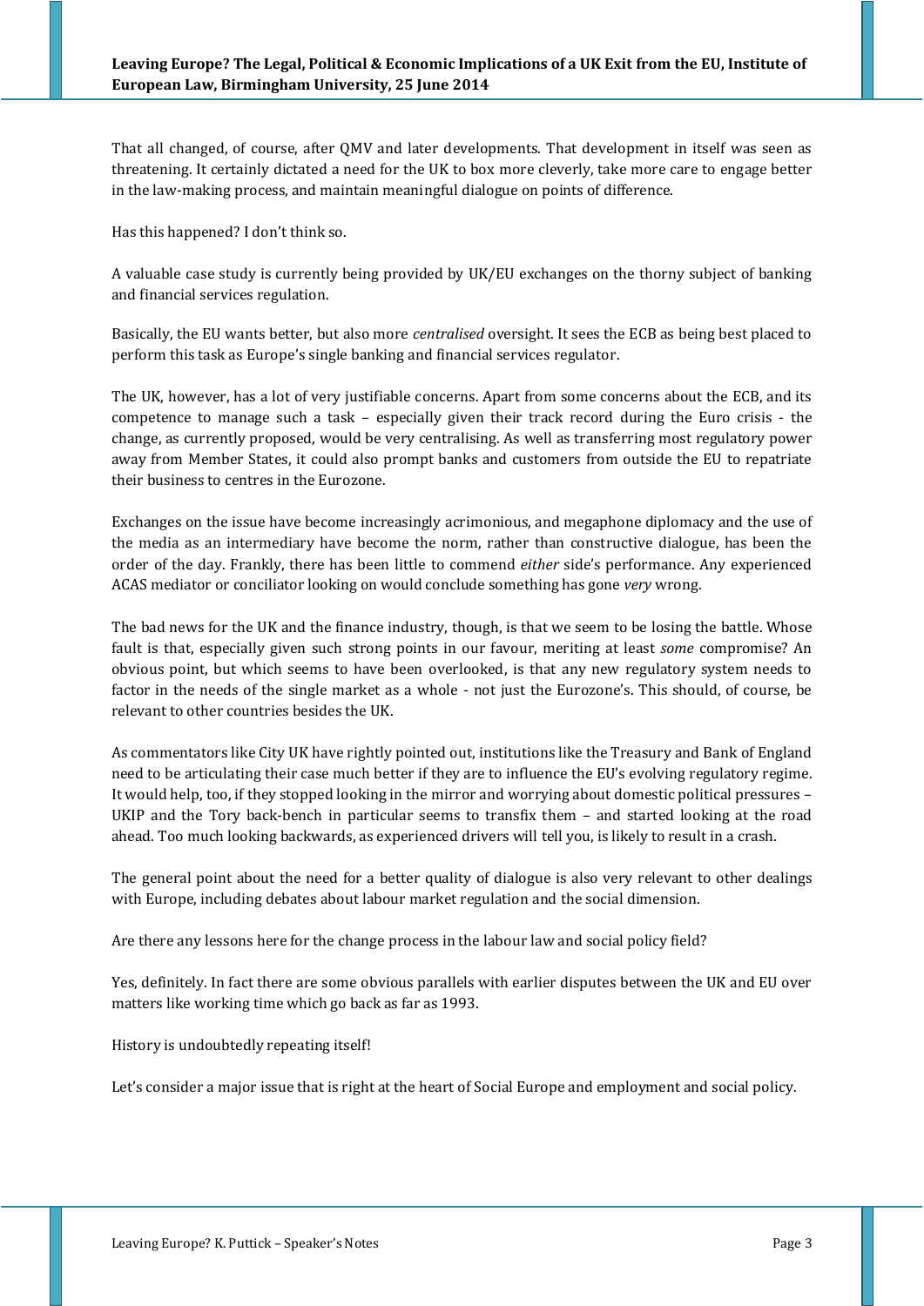That all changed, of course, after QMV and later developments. That development in itself was seen as threatening. It certainly dictated a need for the UK to box more cleverly, take more care to engage better in the law-making process, and maintain meaningful dialogue on points of difference.

Has this happened? I don't think so.

A valuable case study is currently being provided by UK/EU exchanges on the thorny subject of banking and financial services regulation.

Basically, the EU wants better, but also more *centralised* oversight. It sees the ECB as being best placed to perform this task as Europe's single banking and financial services regulator.

The UK, however, has a lot of very justifiable concerns. Apart from some concerns about the ECB, and its competence to manage such a task – especially given their track record during the Euro crisis - the change, as currently proposed, would be very centralising. As well as transferring most regulatory power away from Member States, it could also prompt banks and customers from outside the EU to repatriate their business to centres in the Eurozone.

Exchanges on the issue have become increasingly acrimonious, and megaphone diplomacy and the use of the media as an intermediary have become the norm, rather than constructive dialogue, has been the order of the day. Frankly, there has been little to commend *either* side's performance. Any experienced ACAS mediator or conciliator looking on would conclude something has gone *very* wrong.

The bad news for the UK and the finance industry, though, is that we seem to be losing the battle. Whose fault is that, especially given such strong points in our favour, meriting at least *some* compromise? An obvious point, but which seems to have been overlooked, is that any new regulatory system needs to factor in the needs of the single market as a whole - not just the Eurozone's. This should, of course, be relevant to other countries besides the UK.

As commentators like City UK have rightly pointed out, institutions like the Treasury and Bank of England need to be articulating their case much better if they are to influence the EU's evolving regulatory regime. It would help, too, if they stopped looking in the mirror and worrying about domestic political pressures – UKIP and the Tory back-bench in particular seems to transfix them – and started looking at the road ahead. Too much looking backwards, as experienced drivers will tell you, is likely to result in a crash.

The general point about the need for a better quality of dialogue is also very relevant to other dealings with Europe, including debates about labour market regulation and the social dimension.

Are there any lessons here for the change process in the labour law and social policy field?

Yes, definitely. In fact there are some obvious parallels with earlier disputes between the UK and EU over matters like working time which go back as far as 1993.

History is undoubtedly repeating itself!

Let's consider a major issue that is right at the heart of Social Europe and employment and social policy.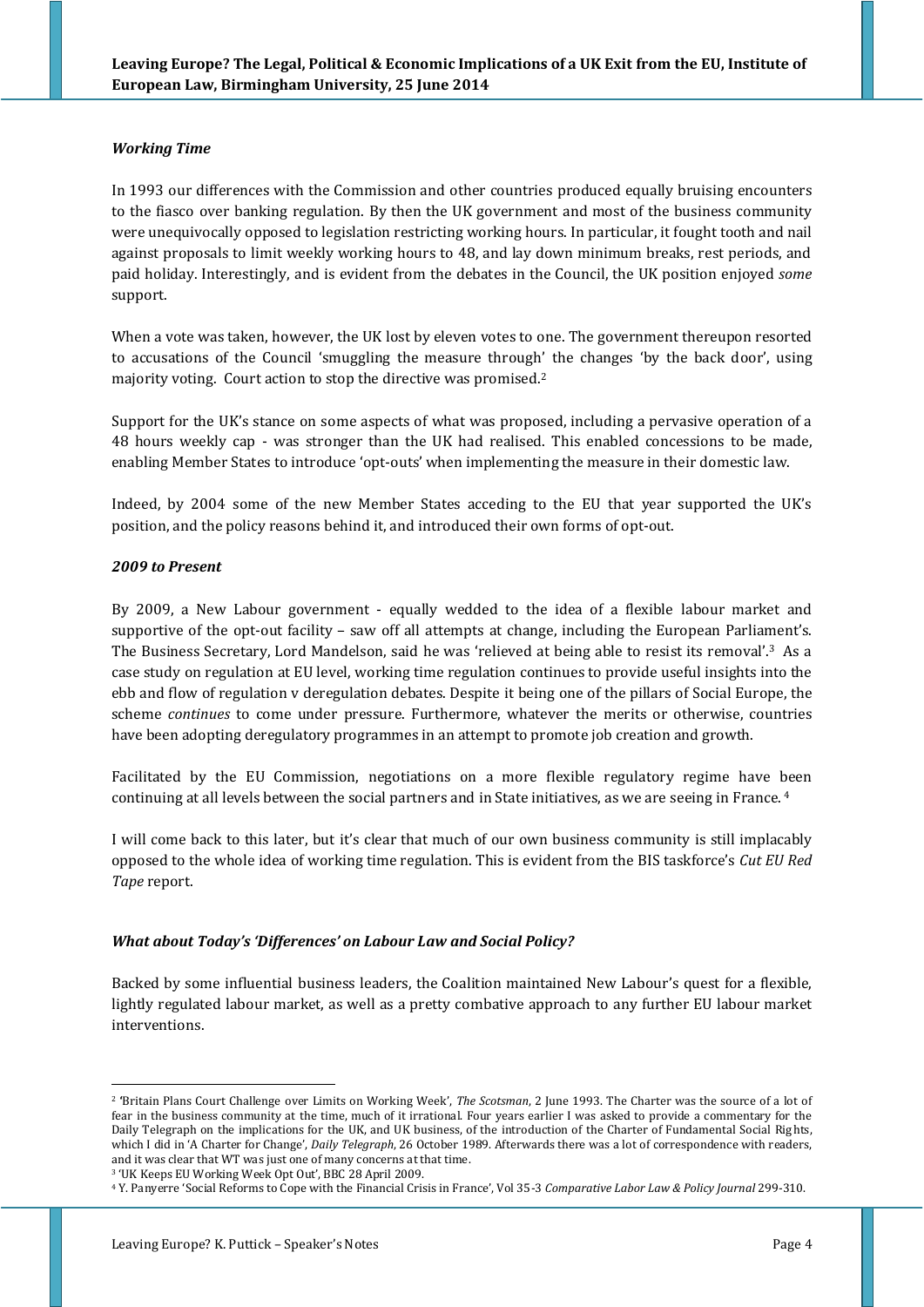### *Working Time*

In 1993 our differences with the Commission and other countries produced equally bruising encounters to the fiasco over banking regulation. By then the UK government and most of the business community were unequivocally opposed to legislation restricting working hours. In particular, it fought tooth and nail against proposals to limit weekly working hours to 48, and lay down minimum breaks, rest periods, and paid holiday. Interestingly, and is evident from the debates in the Council, the UK position enjoyed *some* support.

When a vote was taken, however, the UK lost by eleven votes to one. The government thereupon resorted to accusations of the Council 'smuggling the measure through' the changes 'by the back door', using majority voting. Court action to stop the directive was promised.[2]

Support for the UK's stance on some aspects of what was proposed, including a pervasive operation of a 48 hours weekly cap - was stronger than the UK had realised. This enabled concessions to be made, enabling Member States to introduce 'opt-outs' when implementing the measure in their domestic law.

Indeed, by 2004 some of the new Member States acceding to the EU that year supported the UK's position, and the policy reasons behind it, and introduced their own forms of opt-out.

### *2009 to Present*

By 2009, a New Labour government - equally wedded to the idea of a flexible labour market and supportive of the opt-out facility – saw off all attempts at change, including the European Parliament's. The Business Secretary, Lord Mandelson, said he was 'relieved at being able to resist its removal'.[3] As a case study on regulation at EU level, working time regulation continues to provide useful insights into the ebb and flow of regulation v deregulation debates. Despite it being one of the pillars of Social Europe, the scheme *continues* to come under pressure. Furthermore, whatever the merits or otherwise, countries have been adopting deregulatory programmes in an attempt to promote job creation and growth.

Facilitated by the EU Commission, negotiations on a more flexible regulatory regime have been continuing at all levels between the social partners and in State initiatives, as we are seeing in France. [4]

I will come back to this later, but it's clear that much of our own business community is still implacably opposed to the whole idea of working time regulation. This is evident from the BIS taskforce's *Cut EU Red Tape* report.

### *What about Today's 'Differences' on Labour Law and Social Policy?*

Backed by some influential business leaders, the Coalition maintained New Labour's quest for a flexible, lightly regulated labour market, as well as a pretty combative approach to any further EU labour market interventions.

---

[2] 'Britain Plans Court Challenge over Limits on Working Week', *The Scotsman*, 2 June 1993. The Charter was the source of a lot of fear in the business community at the time, much of it irrational. Four years earlier I was asked to provide a commentary for the Daily Telegraph on the implications for the UK, and UK business, of the introduction of the Charter of Fundamental Social Rights, which I did in 'A Charter for Change', *Daily Telegraph*, 26 October 1989. Afterwards there was a lot of correspondence with readers, and it was clear that WT was just one of many concerns at that time.

[3] 'UK Keeps EU Working Week Opt Out', BBC 28 April 2009.

[4] Y. Panyerre 'Social Reforms to Cope with the Financial Crisis in France', Vol 35-3 *Comparative Labor Law & Policy Journal* 299-310.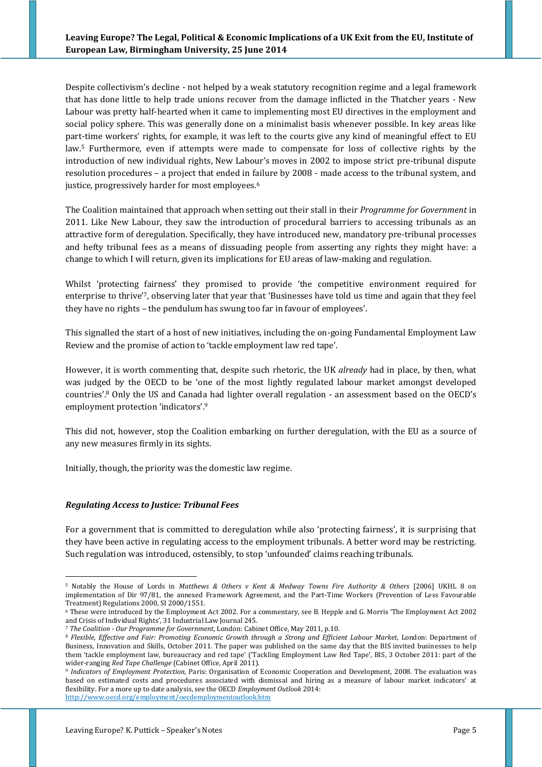Despite collectivism's decline - not helped by a weak statutory recognition regime and a legal framework that has done little to help trade unions recover from the damage inflicted in the Thatcher years - New Labour was pretty half-hearted when it came to implementing most EU directives in the employment and social policy sphere. This was generally done on a minimalist basis whenever possible. In key areas like part-time workers' rights, for example, it was left to the courts give any kind of meaningful effect to EU law.[5] Furthermore, even if attempts were made to compensate for loss of collective rights by the introduction of new individual rights, New Labour's moves in 2002 to impose strict pre-tribunal dispute resolution procedures – a project that ended in failure by 2008 - made access to the tribunal system, and justice, progressively harder for most employees.[6]

The Coalition maintained that approach when setting out their stall in their *Programme for Government* in 2011. Like New Labour, they saw the introduction of procedural barriers to accessing tribunals as an attractive form of deregulation. Specifically, they have introduced new, mandatory pre-tribunal processes and hefty tribunal fees as a means of dissuading people from asserting any rights they might have: a change to which I will return, given its implications for EU areas of law-making and regulation.

Whilst 'protecting fairness' they promised to provide 'the competitive environment required for enterprise to thrive'[7], observing later that year that 'Businesses have told us time and again that they feel they have no rights – the pendulum has swung too far in favour of employees'.

This signalled the start of a host of new initiatives, including the on-going Fundamental Employment Law Review and the promise of action to 'tackle employment law red tape'.

However, it is worth commenting that, despite such rhetoric, the UK *already* had in place, by then, what was judged by the OECD to be 'one of the most lightly regulated labour market amongst developed countries'.[8] Only the US and Canada had lighter overall regulation - an assessment based on the OECD's employment protection 'indicators'.[9]

This did not, however, stop the Coalition embarking on further deregulation, with the EU as a source of any new measures firmly in its sights.

Initially, though, the priority was the domestic law regime.

### *Regulating Access to Justice: Tribunal Fees*

For a government that is committed to deregulation while also 'protecting fairness', it is surprising that they have been active in regulating access to the employment tribunals. A better word may be restricting. Such regulation was introduced, ostensibly, to stop 'unfounded' claims reaching tribunals.

---

[5] Notably the House of Lords in *Matthews & Others v Kent & Medway Towns Fire Authority & Others* [2006] UKHL 8 on implementation of Dir 97/81, the annexed Framework Agreement, and the Part-Time Workers (Prevention of Less Favourable Treatment) Regulations 2000, SI 2000/1551.

[6] These were introduced by the Employment Act 2002. For a commentary, see B. Hepple and G. Morris 'The Employment Act 2002 and Crisis of Individual Rights', 31 Industrial Law Journal 245.

[7] *The Coalition - Our Programme for Government*, London: Cabinet Office, May 2011, p.10.

[8] *Flexible, Effective and Fair: Promoting Economic Growth through a Strong and Efficient Labour Market*, London: Department of Business, Innovation and Skills, October 2011. The paper was published on the same day that the BIS invited businesses to help them 'tackle employment law, bureaucracy and red tape' ('Tackling Employment Law Red Tape', BIS, 3 October 2011: part of the wider-ranging *Red Tape Challenge* (Cabinet Office, April 2011).

[9] *Indicators of Employment Protection*, Paris: Organisation of Economic Cooperation and Development, 2008. The evaluation was based on estimated costs and procedures associated with dismissal and hiring as a measure of labour market indicators' at flexibility. For a more up to date analysis, see the OECD *Employment Outlook* 2014: http://www.oecd.org/employment/oecdemploymentoutlook.htm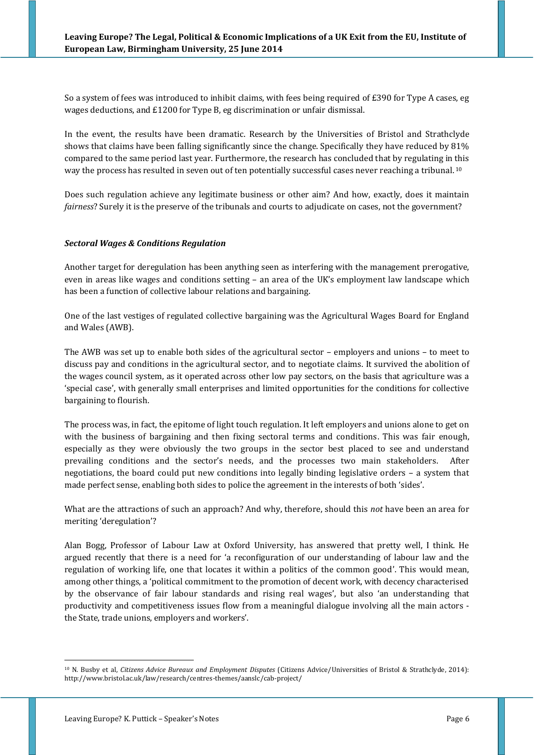So a system of fees was introduced to inhibit claims, with fees being required of £390 for Type A cases, eg wages deductions, and £1200 for Type B, eg discrimination or unfair dismissal.

In the event, the results have been dramatic. Research by the Universities of Bristol and Strathclyde shows that claims have been falling significantly since the change. Specifically they have reduced by 81% compared to the same period last year. Furthermore, the research has concluded that by regulating in this way the process has resulted in seven out of ten potentially successful cases never reaching a tribunal.[10]

Does such regulation achieve any legitimate business or other aim? And how, exactly, does it maintain *fairness*? Surely it is the preserve of the tribunals and courts to adjudicate on cases, not the government?

***Sectoral Wages & Conditions Regulation***

Another target for deregulation has been anything seen as interfering with the management prerogative, even in areas like wages and conditions setting – an area of the UK's employment law landscape which has been a function of collective labour relations and bargaining.

One of the last vestiges of regulated collective bargaining was the Agricultural Wages Board for England and Wales (AWB).

The AWB was set up to enable both sides of the agricultural sector – employers and unions – to meet to discuss pay and conditions in the agricultural sector, and to negotiate claims. It survived the abolition of the wages council system, as it operated across other low pay sectors, on the basis that agriculture was a 'special case', with generally small enterprises and limited opportunities for the conditions for collective bargaining to flourish.

The process was, in fact, the epitome of light touch regulation. It left employers and unions alone to get on with the business of bargaining and then fixing sectoral terms and conditions. This was fair enough, especially as they were obviously the two groups in the sector best placed to see and understand prevailing conditions and the sector's needs, and the processes two main stakeholders. After negotiations, the board could put new conditions into legally binding legislative orders – a system that made perfect sense, enabling both sides to police the agreement in the interests of both 'sides'.

What are the attractions of such an approach? And why, therefore, should this *not* have been an area for meriting 'deregulation'?

Alan Bogg, Professor of Labour Law at Oxford University, has answered that pretty well, I think. He argued recently that there is a need for 'a reconfiguration of our understanding of labour law and the regulation of working life, one that locates it within a politics of the common good'. This would mean, among other things, a 'political commitment to the promotion of decent work, with decency characterised by the observance of fair labour standards and rising real wages', but also 'an understanding that productivity and competitiveness issues flow from a meaningful dialogue involving all the main actors - the State, trade unions, employers and workers'.

---

[10] N. Busby et al, *Citizens Advice Bureaux and Employment Disputes* (Citizens Advice/Universities of Bristol & Strathclyde, 2014): http://www.bristol.ac.uk/law/research/centres-themes/aanslc/cab-project/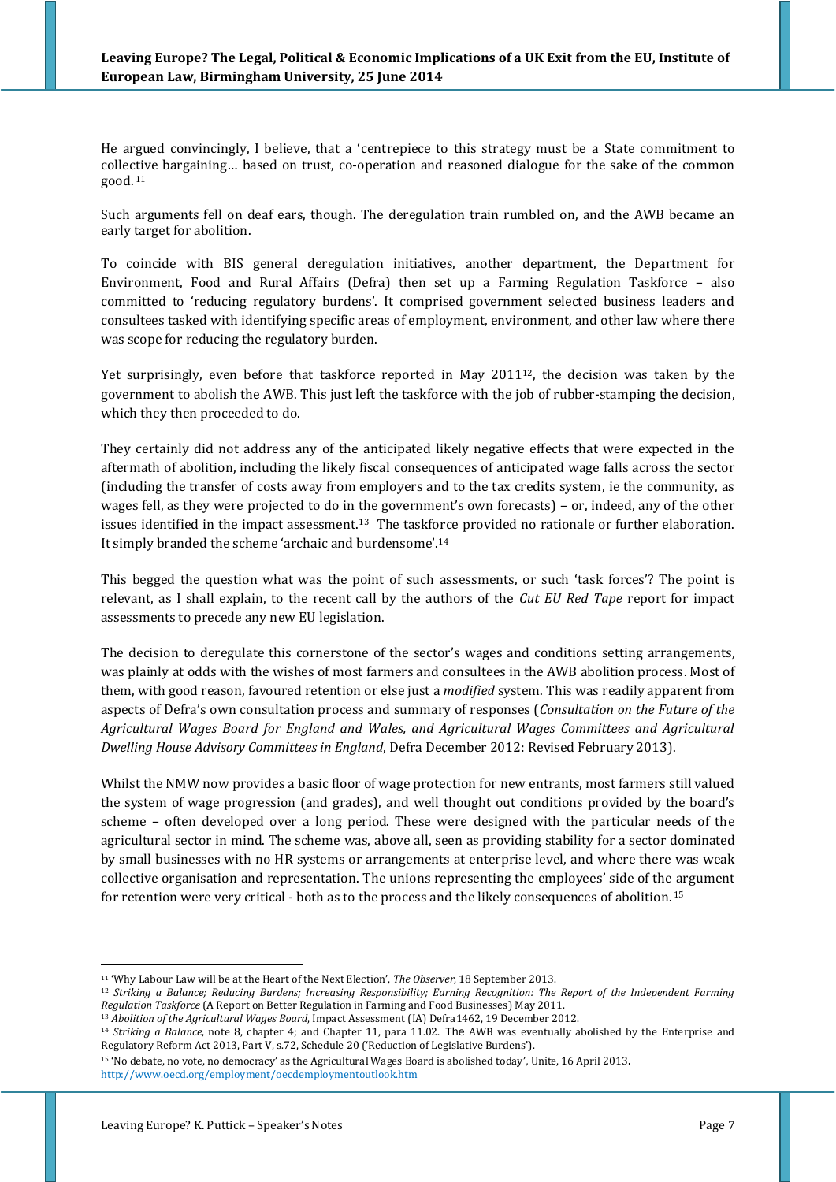He argued convincingly, I believe, that a 'centrepiece to this strategy must be a State commitment to collective bargaining… based on trust, co-operation and reasoned dialogue for the sake of the common good.[11]

Such arguments fell on deaf ears, though. The deregulation train rumbled on, and the AWB became an early target for abolition.

To coincide with BIS general deregulation initiatives, another department, the Department for Environment, Food and Rural Affairs (Defra) then set up a Farming Regulation Taskforce – also committed to 'reducing regulatory burdens'. It comprised government selected business leaders and consultees tasked with identifying specific areas of employment, environment, and other law where there was scope for reducing the regulatory burden.

Yet surprisingly, even before that taskforce reported in May 2011[12], the decision was taken by the government to abolish the AWB. This just left the taskforce with the job of rubber-stamping the decision, which they then proceeded to do.

They certainly did not address any of the anticipated likely negative effects that were expected in the aftermath of abolition, including the likely fiscal consequences of anticipated wage falls across the sector (including the transfer of costs away from employers and to the tax credits system, ie the community, as wages fell, as they were projected to do in the government's own forecasts) – or, indeed, any of the other issues identified in the impact assessment.[13] The taskforce provided no rationale or further elaboration. It simply branded the scheme 'archaic and burdensome'.[14]

This begged the question what was the point of such assessments, or such 'task forces'? The point is relevant, as I shall explain, to the recent call by the authors of the *Cut EU Red Tape* report for impact assessments to precede any new EU legislation.

The decision to deregulate this cornerstone of the sector's wages and conditions setting arrangements, was plainly at odds with the wishes of most farmers and consultees in the AWB abolition process. Most of them, with good reason, favoured retention or else just a *modified* system. This was readily apparent from aspects of Defra's own consultation process and summary of responses (*Consultation on the Future of the Agricultural Wages Board for England and Wales, and Agricultural Wages Committees and Agricultural Dwelling House Advisory Committees in England*, Defra December 2012: Revised February 2013).

Whilst the NMW now provides a basic floor of wage protection for new entrants, most farmers still valued the system of wage progression (and grades), and well thought out conditions provided by the board's scheme – often developed over a long period. These were designed with the particular needs of the agricultural sector in mind. The scheme was, above all, seen as providing stability for a sector dominated by small businesses with no HR systems or arrangements at enterprise level, and where there was weak collective organisation and representation. The unions representing the employees' side of the argument for retention were very critical - both as to the process and the likely consequences of abolition.[15]

---

[11] 'Why Labour Law will be at the Heart of the Next Election', *The Observer*, 18 September 2013.

[12] *Striking a Balance; Reducing Burdens; Increasing Responsibility; Earning Recognition: The Report of the Independent Farming Regulation Taskforce* (A Report on Better Regulation in Farming and Food Businesses) May 2011.

[13] *Abolition of the Agricultural Wages Board*, Impact Assessment (IA) Defra1462, 19 December 2012.

[14] *Striking a Balance*, note 8, chapter 4; and Chapter 11, para 11.02. The AWB was eventually abolished by the Enterprise and Regulatory Reform Act 2013, Part V, s.72, Schedule 20 ('Reduction of Legislative Burdens').

[15] 'No debate, no vote, no democracy' as the Agricultural Wages Board is abolished today', Unite, 16 April 2013. http://www.oecd.org/employment/oecdemploymentoutlook.htm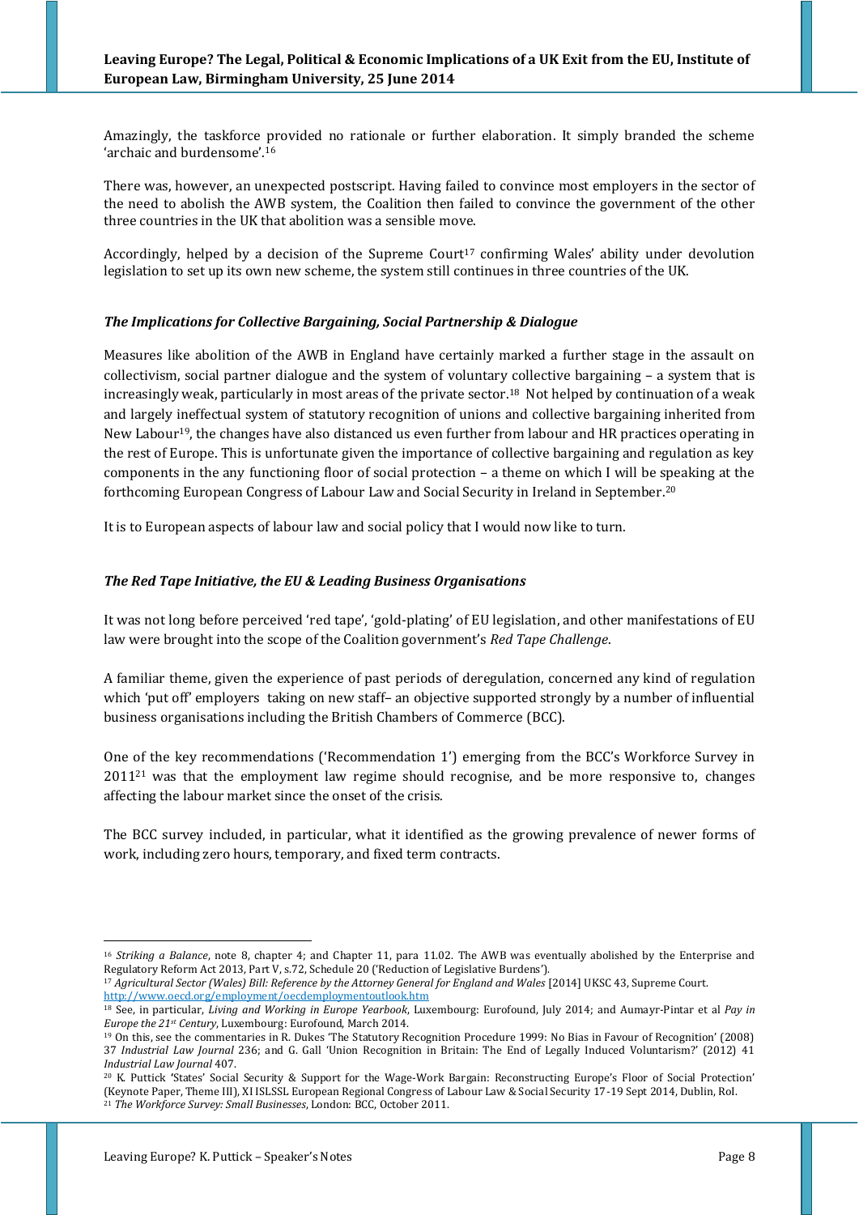Amazingly, the taskforce provided no rationale or further elaboration. It simply branded the scheme 'archaic and burdensome'.[16]

There was, however, an unexpected postscript. Having failed to convince most employers in the sector of the need to abolish the AWB system, the Coalition then failed to convince the government of the other three countries in the UK that abolition was a sensible move.

Accordingly, helped by a decision of the Supreme Court[17] confirming Wales' ability under devolution legislation to set up its own new scheme, the system still continues in three countries of the UK.

### *The Implications for Collective Bargaining, Social Partnership & Dialogue*

Measures like abolition of the AWB in England have certainly marked a further stage in the assault on collectivism, social partner dialogue and the system of voluntary collective bargaining – a system that is increasingly weak, particularly in most areas of the private sector.[18] Not helped by continuation of a weak and largely ineffectual system of statutory recognition of unions and collective bargaining inherited from New Labour[19], the changes have also distanced us even further from labour and HR practices operating in the rest of Europe. This is unfortunate given the importance of collective bargaining and regulation as key components in the any functioning floor of social protection – a theme on which I will be speaking at the forthcoming European Congress of Labour Law and Social Security in Ireland in September.[20]

It is to European aspects of labour law and social policy that I would now like to turn.

### *The Red Tape Initiative, the EU & Leading Business Organisations*

It was not long before perceived 'red tape', 'gold-plating' of EU legislation, and other manifestations of EU law were brought into the scope of the Coalition government's *Red Tape Challenge*.

A familiar theme, given the experience of past periods of deregulation, concerned any kind of regulation which 'put off' employers taking on new staff– an objective supported strongly by a number of influential business organisations including the British Chambers of Commerce (BCC).

One of the key recommendations ('Recommendation 1') emerging from the BCC's Workforce Survey in 2011[21] was that the employment law regime should recognise, and be more responsive to, changes affecting the labour market since the onset of the crisis.

The BCC survey included, in particular, what it identified as the growing prevalence of newer forms of work, including zero hours, temporary, and fixed term contracts.

---

[16] *Striking a Balance*, note 8, chapter 4; and Chapter 11, para 11.02. The AWB was eventually abolished by the Enterprise and Regulatory Reform Act 2013, Part V, s.72, Schedule 20 ('Reduction of Legislative Burdens').

[17] *Agricultural Sector (Wales) Bill: Reference by the Attorney General for England and Wales* [2014] UKSC 43, Supreme Court. http://www.oecd.org/employment/oecdemploymentoutlook.htm

[18] See, in particular, *Living and Working in Europe Yearbook*, Luxembourg: Eurofound, July 2014; and Aumayr-Pintar et al *Pay in Europe the 21st Century*, Luxembourg: Eurofound, March 2014.

[19] On this, see the commentaries in R. Dukes 'The Statutory Recognition Procedure 1999: No Bias in Favour of Recognition' (2008) 37 *Industrial Law Journal* 236; and G. Gall 'Union Recognition in Britain: The End of Legally Induced Voluntarism?' (2012) 41 *Industrial Law Journal* 407.

[20] K. Puttick 'States' Social Security & Support for the Wage-Work Bargain: Reconstructing Europe's Floor of Social Protection' (Keynote Paper, Theme III), XI ISLSSL European Regional Congress of Labour Law & Social Security 17-19 Sept 2014, Dublin, RoI.

[21] *The Workforce Survey: Small Businesses*, London: BCC, October 2011.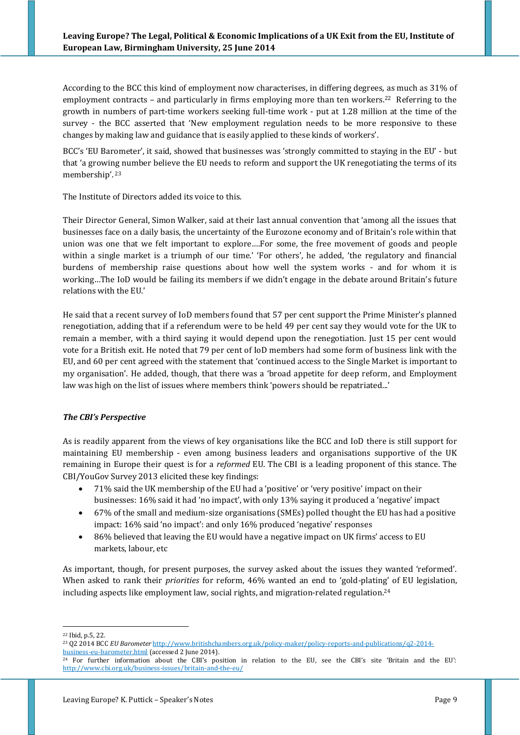According to the BCC this kind of employment now characterises, in differing degrees, as much as 31% of employment contracts – and particularly in firms employing more than ten workers.[22] Referring to the growth in numbers of part-time workers seeking full-time work - put at 1.28 million at the time of the survey - the BCC asserted that 'New employment regulation needs to be more responsive to these changes by making law and guidance that is easily applied to these kinds of workers'.

BCC's 'EU Barometer', it said, showed that businesses was 'strongly committed to staying in the EU' - but that 'a growing number believe the EU needs to reform and support the UK renegotiating the terms of its membership'.[23]

The Institute of Directors added its voice to this.

Their Director General, Simon Walker, said at their last annual convention that 'among all the issues that businesses face on a daily basis, the uncertainty of the Eurozone economy and of Britain's role within that union was one that we felt important to explore….For some, the free movement of goods and people within a single market is a triumph of our time.' 'For others', he added, 'the regulatory and financial burdens of membership raise questions about how well the system works - and for whom it is working…The IoD would be failing its members if we didn't engage in the debate around Britain's future relations with the EU.'

He said that a recent survey of IoD members found that 57 per cent support the Prime Minister's planned renegotiation, adding that if a referendum were to be held 49 per cent say they would vote for the UK to remain a member, with a third saying it would depend upon the renegotiation. Just 15 per cent would vote for a British exit. He noted that 79 per cent of IoD members had some form of business link with the EU, and 60 per cent agreed with the statement that 'continued access to the Single Market is important to my organisation'. He added, though, that there was a 'broad appetite for deep reform, and Employment law was high on the list of issues where members think 'powers should be repatriated...'

### *The CBI's Perspective*

As is readily apparent from the views of key organisations like the BCC and IoD there is still support for maintaining EU membership - even among business leaders and organisations supportive of the UK remaining in Europe their quest is for a *reformed* EU. The CBI is a leading proponent of this stance. The CBI/YouGov Survey 2013 elicited these key findings:

- 71% said the UK membership of the EU had a 'positive' or 'very positive' impact on their businesses: 16% said it had 'no impact', with only 13% saying it produced a 'negative' impact
- 67% of the small and medium-size organisations (SMEs) polled thought the EU has had a positive impact: 16% said 'no impact': and only 16% produced 'negative' responses
- 86% believed that leaving the EU would have a negative impact on UK firms' access to EU markets, labour, etc

As important, though, for present purposes, the survey asked about the issues they wanted 'reformed'. When asked to rank their *priorities* for reform, 46% wanted an end to 'gold-plating' of EU legislation, including aspects like employment law, social rights, and migration-related regulation.[24]

---

[22] Ibid, p.5, 22.

[23] Q2 2014 BCC *EU Barometer* http://www.britishchambers.org.uk/policy-maker/policy-reports-and-publications/q2-2014-business-eu-barometer.html (accessed 2 June 2014).

[24] For further information about the CBI's position in relation to the EU, see the CBI's site 'Britain and the EU': http://www.cbi.org.uk/business-issues/britain-and-the-eu/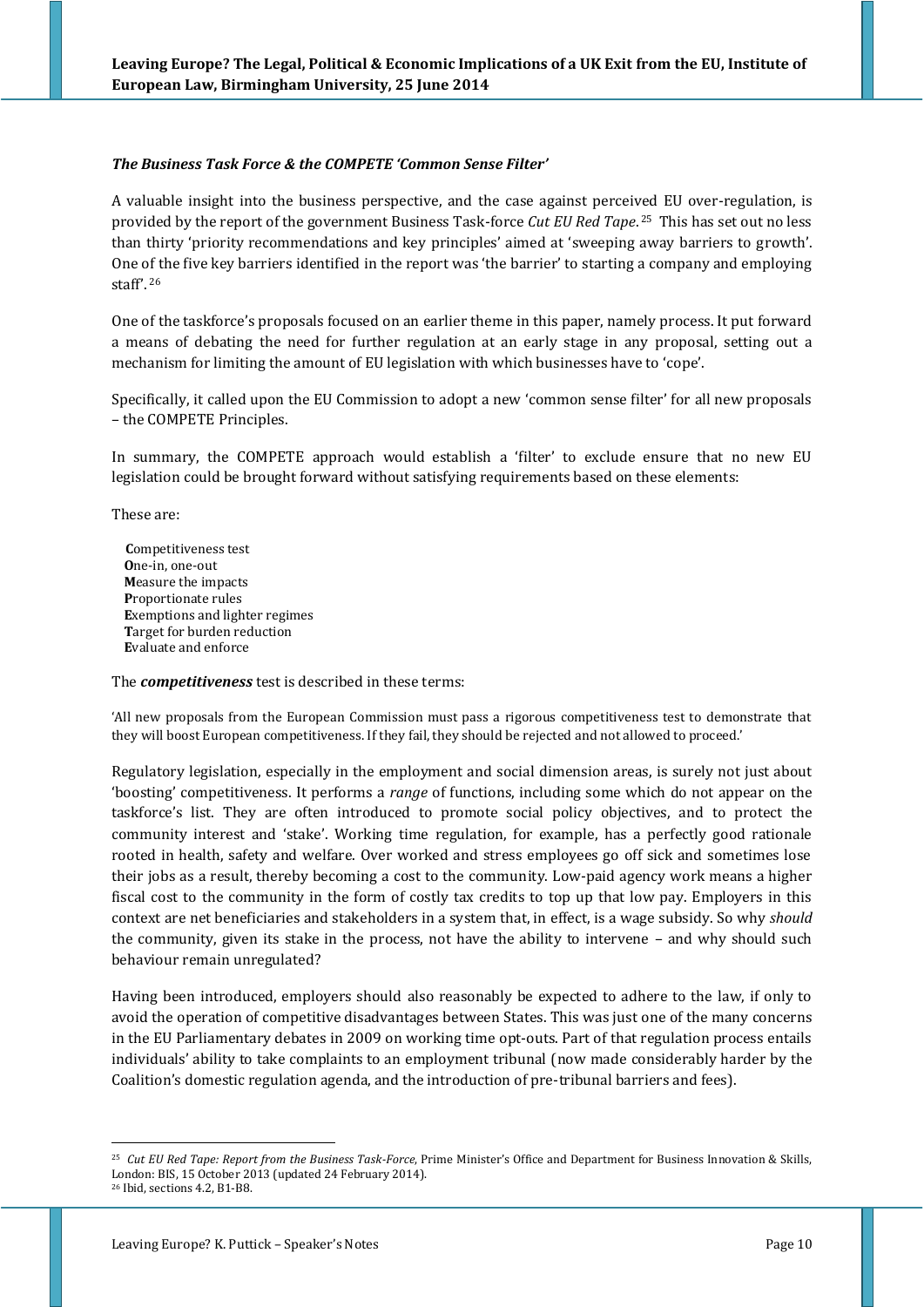***The Business Task Force & the COMPETE 'Common Sense Filter'***

A valuable insight into the business perspective, and the case against perceived EU over-regulation, is provided by the report of the government Business Task-force *Cut EU Red Tape*.[25] This has set out no less than thirty 'priority recommendations and key principles' aimed at 'sweeping away barriers to growth'. One of the five key barriers identified in the report was 'the barrier' to starting a company and employing staff'.[26]

One of the taskforce's proposals focused on an earlier theme in this paper, namely process. It put forward a means of debating the need for further regulation at an early stage in any proposal, setting out a mechanism for limiting the amount of EU legislation with which businesses have to 'cope'.

Specifically, it called upon the EU Commission to adopt a new 'common sense filter' for all new proposals – the COMPETE Principles.

In summary, the COMPETE approach would establish a 'filter' to exclude ensure that no new EU legislation could be brought forward without satisfying requirements based on these elements:

These are:

**C**ompetitiveness test
**O**ne-in, one-out
**M**easure the impacts
**P**roportionate rules
**E**xemptions and lighter regimes
**T**arget for burden reduction
**E**valuate and enforce

The ***competitiveness*** test is described in these terms:

'All new proposals from the European Commission must pass a rigorous competitiveness test to demonstrate that they will boost European competitiveness. If they fail, they should be rejected and not allowed to proceed.'

Regulatory legislation, especially in the employment and social dimension areas, is surely not just about 'boosting' competitiveness. It performs a *range* of functions, including some which do not appear on the taskforce's list. They are often introduced to promote social policy objectives, and to protect the community interest and 'stake'. Working time regulation, for example, has a perfectly good rationale rooted in health, safety and welfare. Over worked and stress employees go off sick and sometimes lose their jobs as a result, thereby becoming a cost to the community. Low-paid agency work means a higher fiscal cost to the community in the form of costly tax credits to top up that low pay. Employers in this context are net beneficiaries and stakeholders in a system that, in effect, is a wage subsidy. So why *should* the community, given its stake in the process, not have the ability to intervene – and why should such behaviour remain unregulated?

Having been introduced, employers should also reasonably be expected to adhere to the law, if only to avoid the operation of competitive disadvantages between States. This was just one of the many concerns in the EU Parliamentary debates in 2009 on working time opt-outs. Part of that regulation process entails individuals' ability to take complaints to an employment tribunal (now made considerably harder by the Coalition's domestic regulation agenda, and the introduction of pre-tribunal barriers and fees).

---

[25] *Cut EU Red Tape: Report from the Business Task-Force*, Prime Minister's Office and Department for Business Innovation & Skills, London: BIS, 15 October 2013 (updated 24 February 2014).

[26] Ibid, sections 4.2, B1-B8.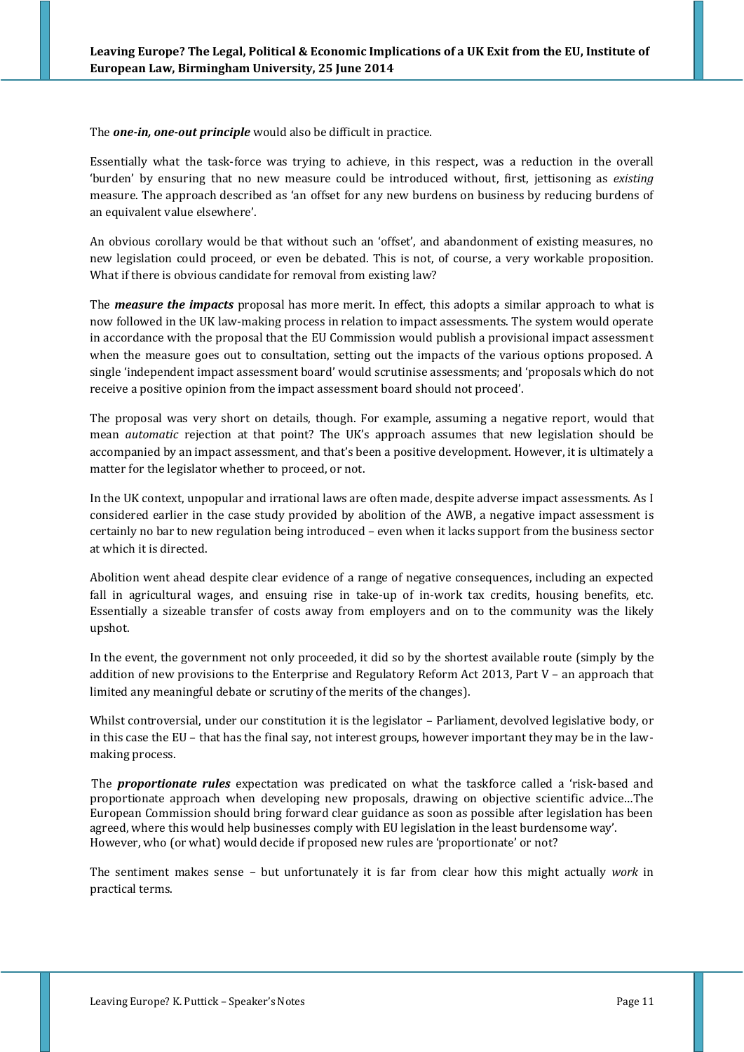The ***one-in, one-out principle*** would also be difficult in practice.

Essentially what the task-force was trying to achieve, in this respect, was a reduction in the overall 'burden' by ensuring that no new measure could be introduced without, first, jettisoning as *existing* measure. The approach described as 'an offset for any new burdens on business by reducing burdens of an equivalent value elsewhere'.

An obvious corollary would be that without such an 'offset', and abandonment of existing measures, no new legislation could proceed, or even be debated. This is not, of course, a very workable proposition. What if there is obvious candidate for removal from existing law?

The ***measure the impacts*** proposal has more merit. In effect, this adopts a similar approach to what is now followed in the UK law-making process in relation to impact assessments. The system would operate in accordance with the proposal that the EU Commission would publish a provisional impact assessment when the measure goes out to consultation, setting out the impacts of the various options proposed. A single 'independent impact assessment board' would scrutinise assessments; and 'proposals which do not receive a positive opinion from the impact assessment board should not proceed'.

The proposal was very short on details, though. For example, assuming a negative report, would that mean *automatic* rejection at that point? The UK's approach assumes that new legislation should be accompanied by an impact assessment, and that's been a positive development. However, it is ultimately a matter for the legislator whether to proceed, or not.

In the UK context, unpopular and irrational laws are often made, despite adverse impact assessments. As I considered earlier in the case study provided by abolition of the AWB, a negative impact assessment is certainly no bar to new regulation being introduced – even when it lacks support from the business sector at which it is directed.

Abolition went ahead despite clear evidence of a range of negative consequences, including an expected fall in agricultural wages, and ensuing rise in take-up of in-work tax credits, housing benefits, etc. Essentially a sizeable transfer of costs away from employers and on to the community was the likely upshot.

In the event, the government not only proceeded, it did so by the shortest available route (simply by the addition of new provisions to the Enterprise and Regulatory Reform Act 2013, Part V – an approach that limited any meaningful debate or scrutiny of the merits of the changes).

Whilst controversial, under our constitution it is the legislator – Parliament, devolved legislative body, or in this case the EU – that has the final say, not interest groups, however important they may be in the law-making process.

The ***proportionate rules*** expectation was predicated on what the taskforce called a 'risk-based and proportionate approach when developing new proposals, drawing on objective scientific advice…The European Commission should bring forward clear guidance as soon as possible after legislation has been agreed, where this would help businesses comply with EU legislation in the least burdensome way'. However, who (or what) would decide if proposed new rules are 'proportionate' or not?

The sentiment makes sense – but unfortunately it is far from clear how this might actually *work* in practical terms.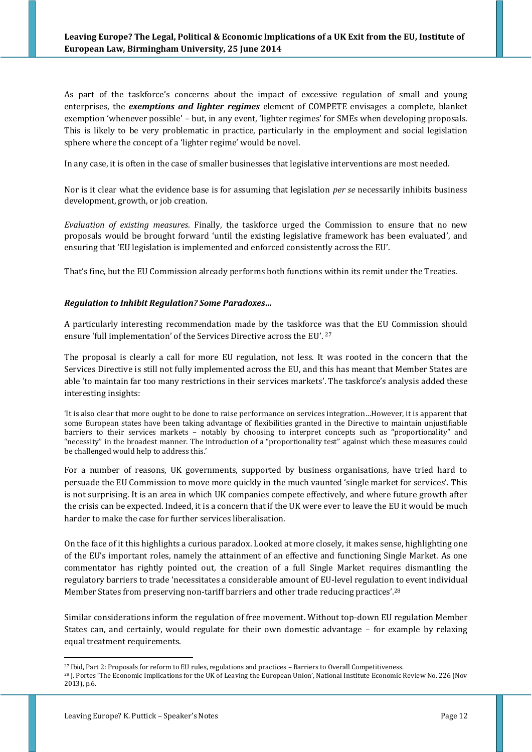As part of the taskforce's concerns about the impact of excessive regulation of small and young enterprises, the ***exemptions and lighter regimes*** element of COMPETE envisages a complete, blanket exemption 'whenever possible' – but, in any event, 'lighter regimes' for SMEs when developing proposals. This is likely to be very problematic in practice, particularly in the employment and social legislation sphere where the concept of a 'lighter regime' would be novel.

In any case, it is often in the case of smaller businesses that legislative interventions are most needed.

Nor is it clear what the evidence base is for assuming that legislation *per se* necessarily inhibits business development, growth, or job creation.

*Evaluation of existing measures*. Finally, the taskforce urged the Commission to ensure that no new proposals would be brought forward 'until the existing legislative framework has been evaluated', and ensuring that 'EU legislation is implemented and enforced consistently across the EU'.

That's fine, but the EU Commission already performs both functions within its remit under the Treaties.

### *Regulation to Inhibit Regulation? Some Paradoxes…*

A particularly interesting recommendation made by the taskforce was that the EU Commission should ensure 'full implementation' of the Services Directive across the EU'. [27]

The proposal is clearly a call for more EU regulation, not less. It was rooted in the concern that the Services Directive is still not fully implemented across the EU, and this has meant that Member States are able 'to maintain far too many restrictions in their services markets'. The taskforce's analysis added these interesting insights:

> 'It is also clear that more ought to be done to raise performance on services integration…However, it is apparent that some European states have been taking advantage of flexibilities granted in the Directive to maintain unjustifiable barriers to their services markets – notably by choosing to interpret concepts such as "proportionality" and "necessity" in the broadest manner. The introduction of a "proportionality test" against which these measures could be challenged would help to address this.'

For a number of reasons, UK governments, supported by business organisations, have tried hard to persuade the EU Commission to move more quickly in the much vaunted 'single market for services'. This is not surprising. It is an area in which UK companies compete effectively, and where future growth after the crisis can be expected. Indeed, it is a concern that if the UK were ever to leave the EU it would be much harder to make the case for further services liberalisation.

On the face of it this highlights a curious paradox. Looked at more closely, it makes sense, highlighting one of the EU's important roles, namely the attainment of an effective and functioning Single Market. As one commentator has rightly pointed out, the creation of a full Single Market requires dismantling the regulatory barriers to trade 'necessitates a considerable amount of EU-level regulation to event individual Member States from preserving non-tariff barriers and other trade reducing practices'.[28]

Similar considerations inform the regulation of free movement. Without top-down EU regulation Member States can, and certainly, would regulate for their own domestic advantage – for example by relaxing equal treatment requirements.

---

[27] Ibid, Part 2: Proposals for reform to EU rules, regulations and practices – Barriers to Overall Competitiveness.

[28] J. Portes 'The Economic Implications for the UK of Leaving the European Union', National Institute Economic Review No. 226 (Nov 2013), p.6.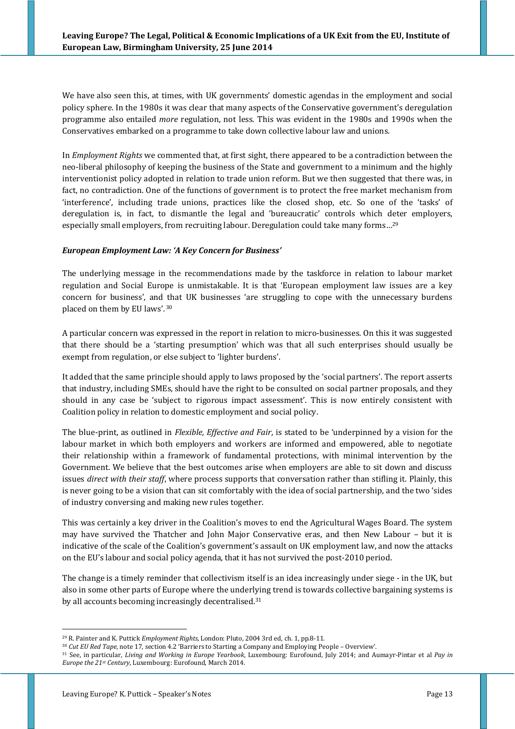We have also seen this, at times, with UK governments' domestic agendas in the employment and social policy sphere. In the 1980s it was clear that many aspects of the Conservative government's deregulation programme also entailed *more* regulation, not less. This was evident in the 1980s and 1990s when the Conservatives embarked on a programme to take down collective labour law and unions.

In *Employment Rights* we commented that, at first sight, there appeared to be a contradiction between the neo-liberal philosophy of keeping the business of the State and government to a minimum and the highly interventionist policy adopted in relation to trade union reform. But we then suggested that there was, in fact, no contradiction. One of the functions of government is to protect the free market mechanism from 'interference', including trade unions, practices like the closed shop, etc. So one of the 'tasks' of deregulation is, in fact, to dismantle the legal and 'bureaucratic' controls which deter employers, especially small employers, from recruiting labour. Deregulation could take many forms…[29]

### *European Employment Law: 'A Key Concern for Business'*

The underlying message in the recommendations made by the taskforce in relation to labour market regulation and Social Europe is unmistakable. It is that 'European employment law issues are a key concern for business', and that UK businesses 'are struggling to cope with the unnecessary burdens placed on them by EU laws'.[30]

A particular concern was expressed in the report in relation to micro-businesses. On this it was suggested that there should be a 'starting presumption' which was that all such enterprises should usually be exempt from regulation, or else subject to 'lighter burdens'.

It added that the same principle should apply to laws proposed by the 'social partners'. The report asserts that industry, including SMEs, should have the right to be consulted on social partner proposals, and they should in any case be 'subject to rigorous impact assessment'. This is now entirely consistent with Coalition policy in relation to domestic employment and social policy.

The blue-print, as outlined in *Flexible, Effective and Fair*, is stated to be 'underpinned by a vision for the labour market in which both employers and workers are informed and empowered, able to negotiate their relationship within a framework of fundamental protections, with minimal intervention by the Government. We believe that the best outcomes arise when employers are able to sit down and discuss issues *direct with their staff*, where process supports that conversation rather than stifling it. Plainly, this is never going to be a vision that can sit comfortably with the idea of social partnership, and the two 'sides of industry conversing and making new rules together.

This was certainly a key driver in the Coalition's moves to end the Agricultural Wages Board. The system may have survived the Thatcher and John Major Conservative eras, and then New Labour – but it is indicative of the scale of the Coalition's government's assault on UK employment law, and now the attacks on the EU's labour and social policy agenda, that it has not survived the post-2010 period.

The change is a timely reminder that collectivism itself is an idea increasingly under siege - in the UK, but also in some other parts of Europe where the underlying trend is towards collective bargaining systems is by all accounts becoming increasingly decentralised.[31]

---

[29] R. Painter and K. Puttick *Employment Rights*, London: Pluto, 2004 3rd ed, ch. 1, pp.8-11.

[30] *Cut EU Red Tape*, note 17, section 4.2 'Barriers to Starting a Company and Employing People – Overview'.

[31] See, in particular, *Living and Working in Europe Yearbook*, Luxembourg: Eurofound, July 2014; and Aumayr-Pintar et al *Pay in Europe the 21st Century*, Luxembourg: Eurofound, March 2014.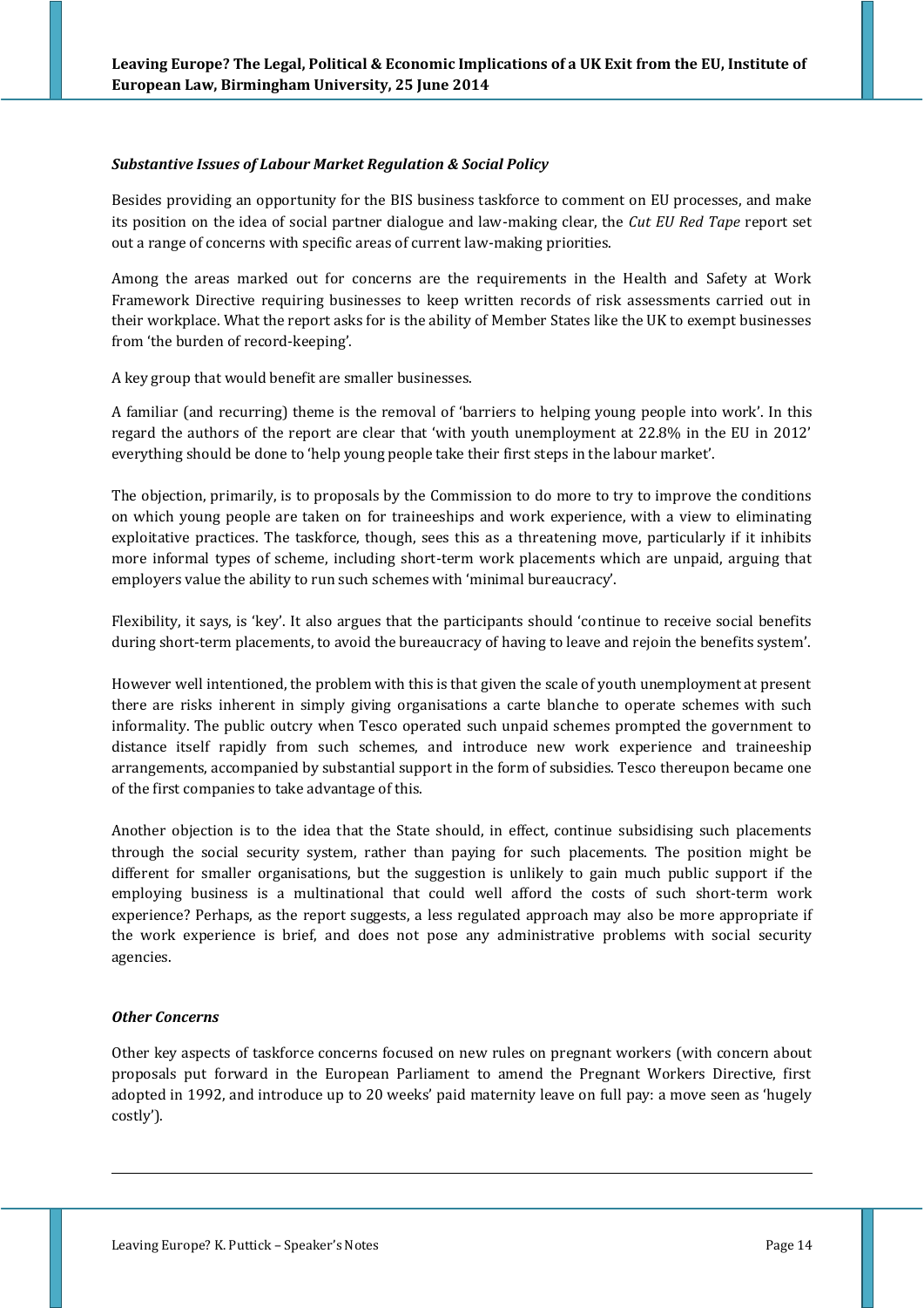***Substantive Issues of Labour Market Regulation & Social Policy***

Besides providing an opportunity for the BIS business taskforce to comment on EU processes, and make its position on the idea of social partner dialogue and law-making clear, the *Cut EU Red Tape* report set out a range of concerns with specific areas of current law-making priorities.

Among the areas marked out for concerns are the requirements in the Health and Safety at Work Framework Directive requiring businesses to keep written records of risk assessments carried out in their workplace. What the report asks for is the ability of Member States like the UK to exempt businesses from 'the burden of record-keeping'.

A key group that would benefit are smaller businesses.

A familiar (and recurring) theme is the removal of 'barriers to helping young people into work'. In this regard the authors of the report are clear that 'with youth unemployment at 22.8% in the EU in 2012' everything should be done to 'help young people take their first steps in the labour market'.

The objection, primarily, is to proposals by the Commission to do more to try to improve the conditions on which young people are taken on for traineeships and work experience, with a view to eliminating exploitative practices. The taskforce, though, sees this as a threatening move, particularly if it inhibits more informal types of scheme, including short-term work placements which are unpaid, arguing that employers value the ability to run such schemes with 'minimal bureaucracy'.

Flexibility, it says, is 'key'. It also argues that the participants should 'continue to receive social benefits during short-term placements, to avoid the bureaucracy of having to leave and rejoin the benefits system'.

However well intentioned, the problem with this is that given the scale of youth unemployment at present there are risks inherent in simply giving organisations a carte blanche to operate schemes with such informality. The public outcry when Tesco operated such unpaid schemes prompted the government to distance itself rapidly from such schemes, and introduce new work experience and traineeship arrangements, accompanied by substantial support in the form of subsidies. Tesco thereupon became one of the first companies to take advantage of this.

Another objection is to the idea that the State should, in effect, continue subsidising such placements through the social security system, rather than paying for such placements. The position might be different for smaller organisations, but the suggestion is unlikely to gain much public support if the employing business is a multinational that could well afford the costs of such short-term work experience? Perhaps, as the report suggests, a less regulated approach may also be more appropriate if the work experience is brief, and does not pose any administrative problems with social security agencies.

***Other Concerns***

Other key aspects of taskforce concerns focused on new rules on pregnant workers (with concern about proposals put forward in the European Parliament to amend the Pregnant Workers Directive, first adopted in 1992, and introduce up to 20 weeks' paid maternity leave on full pay: a move seen as 'hugely costly').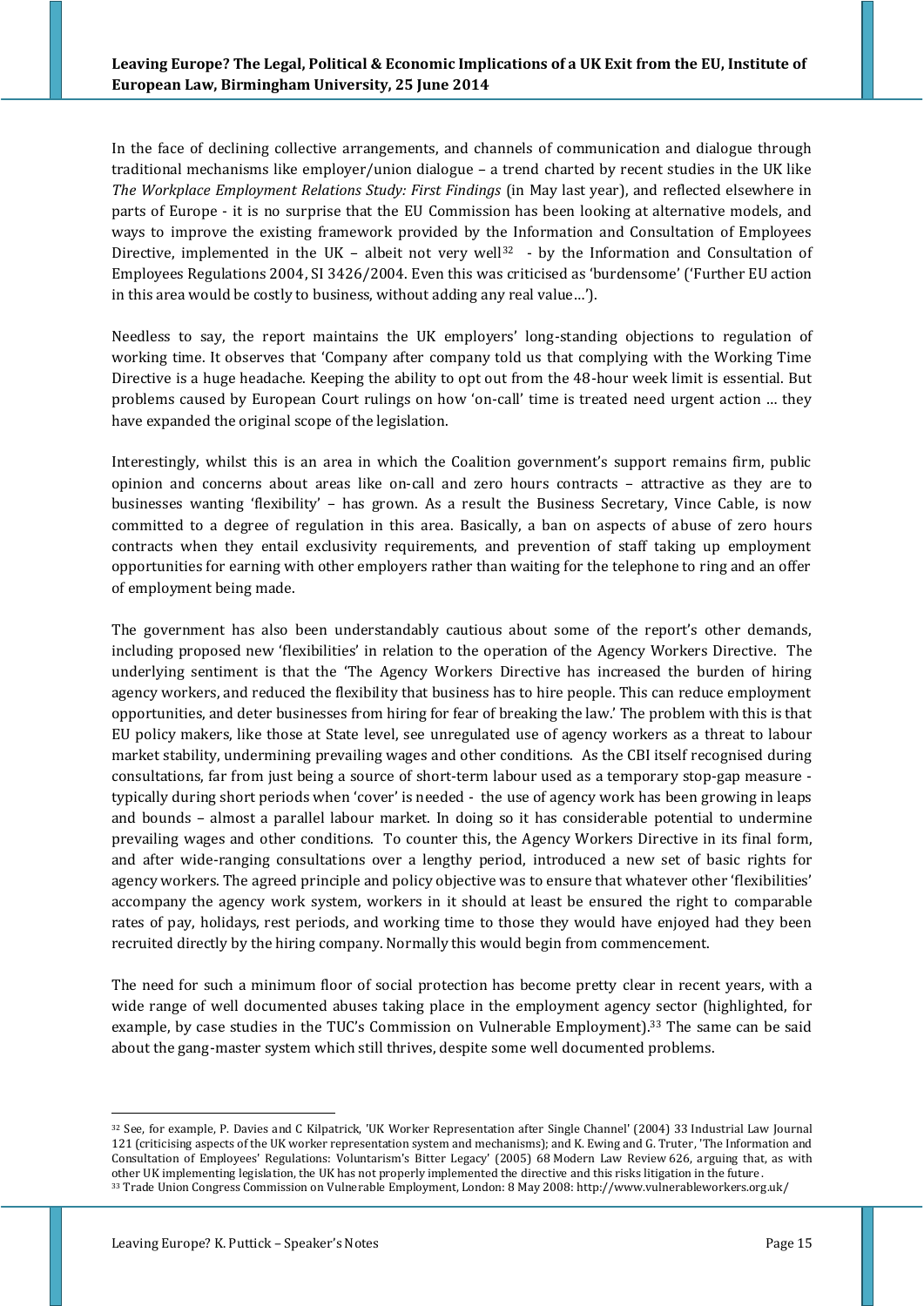In the face of declining collective arrangements, and channels of communication and dialogue through traditional mechanisms like employer/union dialogue – a trend charted by recent studies in the UK like *The Workplace Employment Relations Study: First Findings* (in May last year), and reflected elsewhere in parts of Europe - it is no surprise that the EU Commission has been looking at alternative models, and ways to improve the existing framework provided by the Information and Consultation of Employees Directive, implemented in the UK – albeit not very well[32] - by the Information and Consultation of Employees Regulations 2004, SI 3426/2004. Even this was criticised as 'burdensome' ('Further EU action in this area would be costly to business, without adding any real value…').

Needless to say, the report maintains the UK employers' long-standing objections to regulation of working time. It observes that 'Company after company told us that complying with the Working Time Directive is a huge headache. Keeping the ability to opt out from the 48-hour week limit is essential. But problems caused by European Court rulings on how 'on-call' time is treated need urgent action … they have expanded the original scope of the legislation.

Interestingly, whilst this is an area in which the Coalition government's support remains firm, public opinion and concerns about areas like on-call and zero hours contracts – attractive as they are to businesses wanting 'flexibility' – has grown. As a result the Business Secretary, Vince Cable, is now committed to a degree of regulation in this area. Basically, a ban on aspects of abuse of zero hours contracts when they entail exclusivity requirements, and prevention of staff taking up employment opportunities for earning with other employers rather than waiting for the telephone to ring and an offer of employment being made.

The government has also been understandably cautious about some of the report's other demands, including proposed new 'flexibilities' in relation to the operation of the Agency Workers Directive. The underlying sentiment is that the 'The Agency Workers Directive has increased the burden of hiring agency workers, and reduced the flexibility that business has to hire people. This can reduce employment opportunities, and deter businesses from hiring for fear of breaking the law.' The problem with this is that EU policy makers, like those at State level, see unregulated use of agency workers as a threat to labour market stability, undermining prevailing wages and other conditions. As the CBI itself recognised during consultations, far from just being a source of short-term labour used as a temporary stop-gap measure - typically during short periods when 'cover' is needed - the use of agency work has been growing in leaps and bounds – almost a parallel labour market. In doing so it has considerable potential to undermine prevailing wages and other conditions. To counter this, the Agency Workers Directive in its final form, and after wide-ranging consultations over a lengthy period, introduced a new set of basic rights for agency workers. The agreed principle and policy objective was to ensure that whatever other 'flexibilities' accompany the agency work system, workers in it should at least be ensured the right to comparable rates of pay, holidays, rest periods, and working time to those they would have enjoyed had they been recruited directly by the hiring company. Normally this would begin from commencement.

The need for such a minimum floor of social protection has become pretty clear in recent years, with a wide range of well documented abuses taking place in the employment agency sector (highlighted, for example, by case studies in the TUC's Commission on Vulnerable Employment).[33] The same can be said about the gang-master system which still thrives, despite some well documented problems.

---

[32] See, for example, P. Davies and C Kilpatrick, 'UK Worker Representation after Single Channel' (2004) 33 Industrial Law Journal 121 (criticising aspects of the UK worker representation system and mechanisms); and K. Ewing and G. Truter, 'The Information and Consultation of Employees' Regulations: Voluntarism's Bitter Legacy' (2005) 68 Modern Law Review 626, arguing that, as with other UK implementing legislation, the UK has not properly implemented the directive and this risks litigation in the future.

[33] Trade Union Congress Commission on Vulnerable Employment, London: 8 May 2008: http://www.vulnerableworkers.org.uk/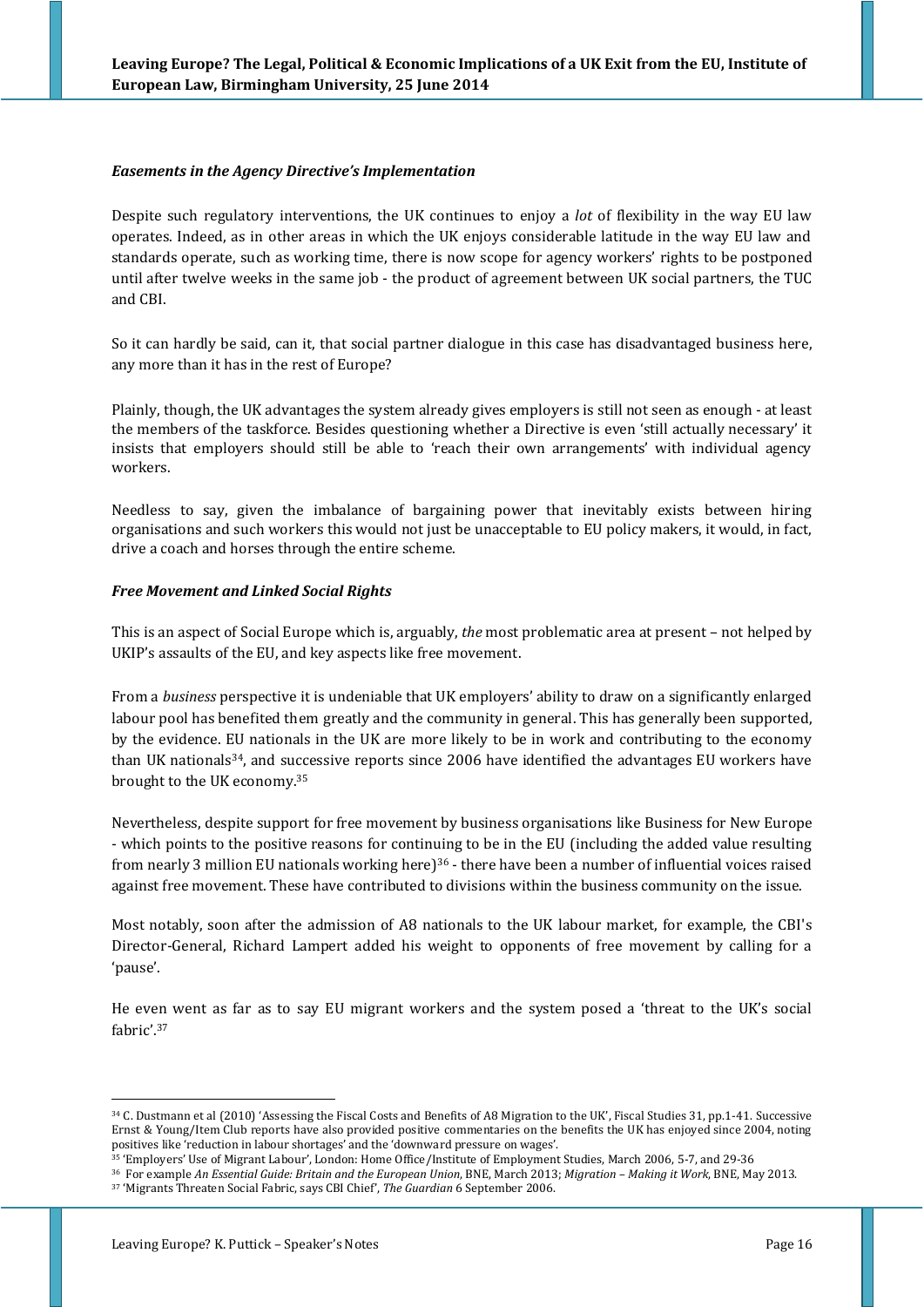***Easements in the Agency Directive's Implementation***

Despite such regulatory interventions, the UK continues to enjoy a *lot* of flexibility in the way EU law operates. Indeed, as in other areas in which the UK enjoys considerable latitude in the way EU law and standards operate, such as working time, there is now scope for agency workers' rights to be postponed until after twelve weeks in the same job - the product of agreement between UK social partners, the TUC and CBI.

So it can hardly be said, can it, that social partner dialogue in this case has disadvantaged business here, any more than it has in the rest of Europe?

Plainly, though, the UK advantages the system already gives employers is still not seen as enough - at least the members of the taskforce. Besides questioning whether a Directive is even 'still actually necessary' it insists that employers should still be able to 'reach their own arrangements' with individual agency workers.

Needless to say, given the imbalance of bargaining power that inevitably exists between hiring organisations and such workers this would not just be unacceptable to EU policy makers, it would, in fact, drive a coach and horses through the entire scheme.

***Free Movement and Linked Social Rights***

This is an aspect of Social Europe which is, arguably, *the* most problematic area at present – not helped by UKIP's assaults of the EU, and key aspects like free movement.

From a *business* perspective it is undeniable that UK employers' ability to draw on a significantly enlarged labour pool has benefited them greatly and the community in general. This has generally been supported, by the evidence. EU nationals in the UK are more likely to be in work and contributing to the economy than UK nationals[34], and successive reports since 2006 have identified the advantages EU workers have brought to the UK economy.[35]

Nevertheless, despite support for free movement by business organisations like Business for New Europe - which points to the positive reasons for continuing to be in the EU (including the added value resulting from nearly 3 million EU nationals working here)[36] - there have been a number of influential voices raised against free movement. These have contributed to divisions within the business community on the issue.

Most notably, soon after the admission of A8 nationals to the UK labour market, for example, the CBI's Director-General, Richard Lampert added his weight to opponents of free movement by calling for a 'pause'.

He even went as far as to say EU migrant workers and the system posed a 'threat to the UK's social fabric'.[37]

---

[34] C. Dustmann et al (2010) 'Assessing the Fiscal Costs and Benefits of A8 Migration to the UK', Fiscal Studies 31, pp.1-41. Successive Ernst & Young/Item Club reports have also provided positive commentaries on the benefits the UK has enjoyed since 2004, noting positives like 'reduction in labour shortages' and the 'downward pressure on wages'.

[35] 'Employers' Use of Migrant Labour', London: Home Office/Institute of Employment Studies, March 2006, 5-7, and 29-36

[36] For example *An Essential Guide: Britain and the European Union*, BNE, March 2013; *Migration – Making it Work*, BNE, May 2013.

[37] 'Migrants Threaten Social Fabric, says CBI Chief', *The Guardian* 6 September 2006.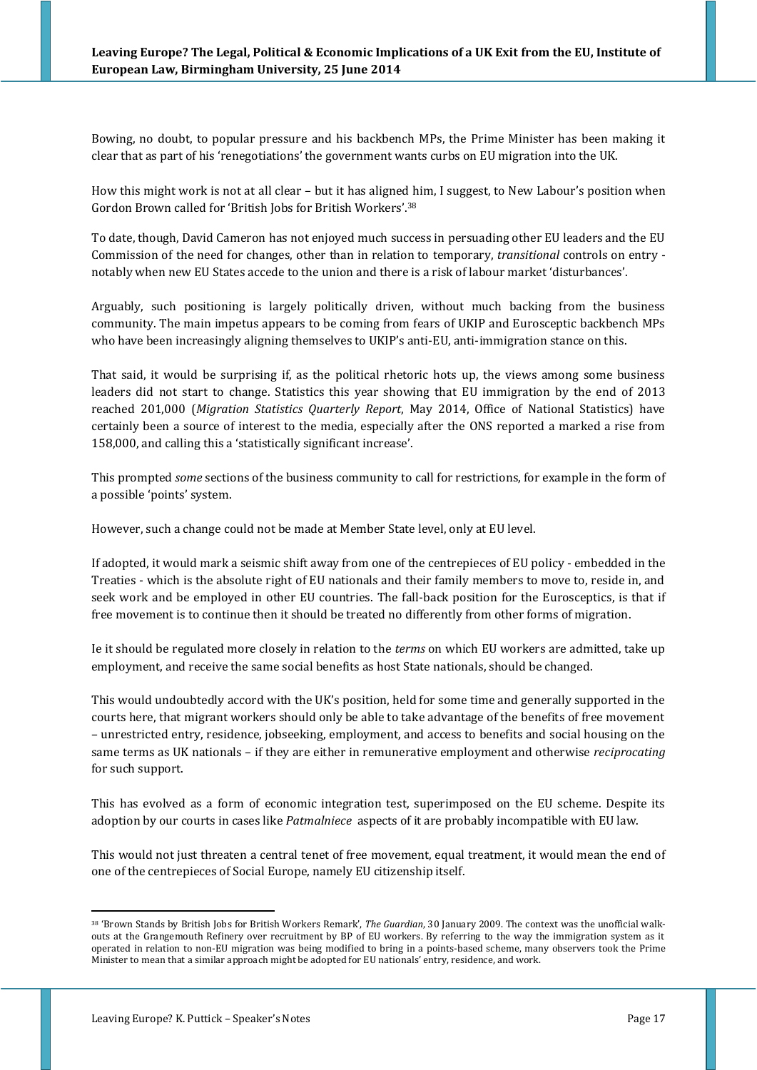Bowing, no doubt, to popular pressure and his backbench MPs, the Prime Minister has been making it clear that as part of his 'renegotiations' the government wants curbs on EU migration into the UK.

How this might work is not at all clear – but it has aligned him, I suggest, to New Labour's position when Gordon Brown called for 'British Jobs for British Workers'.[38]

To date, though, David Cameron has not enjoyed much success in persuading other EU leaders and the EU Commission of the need for changes, other than in relation to temporary, *transitional* controls on entry - notably when new EU States accede to the union and there is a risk of labour market 'disturbances'.

Arguably, such positioning is largely politically driven, without much backing from the business community. The main impetus appears to be coming from fears of UKIP and Eurosceptic backbench MPs who have been increasingly aligning themselves to UKIP's anti-EU, anti-immigration stance on this.

That said, it would be surprising if, as the political rhetoric hots up, the views among some business leaders did not start to change. Statistics this year showing that EU immigration by the end of 2013 reached 201,000 (*Migration Statistics Quarterly Report*, May 2014, Office of National Statistics) have certainly been a source of interest to the media, especially after the ONS reported a marked a rise from 158,000, and calling this a 'statistically significant increase'.

This prompted *some* sections of the business community to call for restrictions, for example in the form of a possible 'points' system.

However, such a change could not be made at Member State level, only at EU level.

If adopted, it would mark a seismic shift away from one of the centrepieces of EU policy - embedded in the Treaties - which is the absolute right of EU nationals and their family members to move to, reside in, and seek work and be employed in other EU countries. The fall-back position for the Eurosceptics, is that if free movement is to continue then it should be treated no differently from other forms of migration.

Ie it should be regulated more closely in relation to the *terms* on which EU workers are admitted, take up employment, and receive the same social benefits as host State nationals, should be changed.

This would undoubtedly accord with the UK's position, held for some time and generally supported in the courts here, that migrant workers should only be able to take advantage of the benefits of free movement – unrestricted entry, residence, jobseeking, employment, and access to benefits and social housing on the same terms as UK nationals – if they are either in remunerative employment and otherwise *reciprocating* for such support.

This has evolved as a form of economic integration test, superimposed on the EU scheme. Despite its adoption by our courts in cases like *Patmalniece* aspects of it are probably incompatible with EU law.

This would not just threaten a central tenet of free movement, equal treatment, it would mean the end of one of the centrepieces of Social Europe, namely EU citizenship itself.

---

[38] 'Brown Stands by British Jobs for British Workers Remark', *The Guardian*, 30 January 2009. The context was the unofficial walk-outs at the Grangemouth Refinery over recruitment by BP of EU workers. By referring to the way the immigration system as it operated in relation to non-EU migration was being modified to bring in a points-based scheme, many observers took the Prime Minister to mean that a similar approach might be adopted for EU nationals' entry, residence, and work.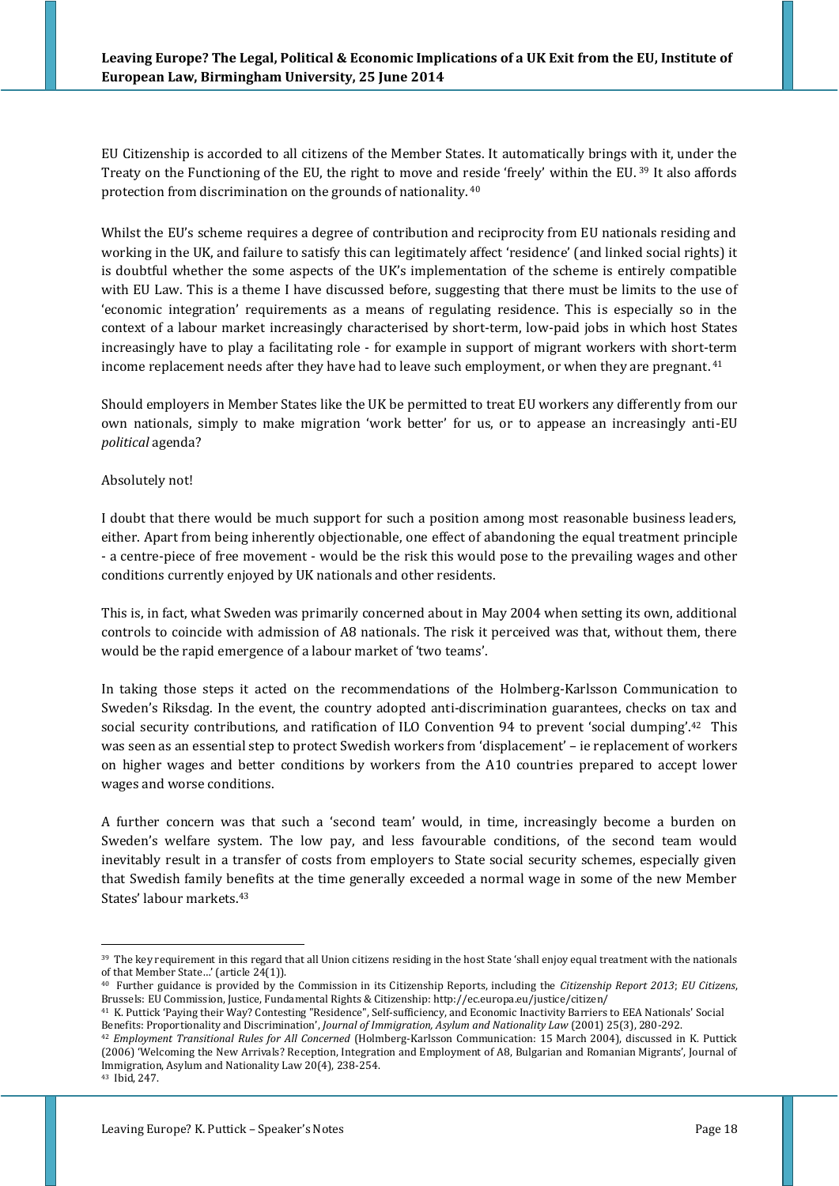EU Citizenship is accorded to all citizens of the Member States. It automatically brings with it, under the Treaty on the Functioning of the EU, the right to move and reside 'freely' within the EU.[39] It also affords protection from discrimination on the grounds of nationality.[40]

Whilst the EU's scheme requires a degree of contribution and reciprocity from EU nationals residing and working in the UK, and failure to satisfy this can legitimately affect 'residence' (and linked social rights) it is doubtful whether the some aspects of the UK's implementation of the scheme is entirely compatible with EU Law. This is a theme I have discussed before, suggesting that there must be limits to the use of 'economic integration' requirements as a means of regulating residence. This is especially so in the context of a labour market increasingly characterised by short-term, low-paid jobs in which host States increasingly have to play a facilitating role - for example in support of migrant workers with short-term income replacement needs after they have had to leave such employment, or when they are pregnant.[41]

Should employers in Member States like the UK be permitted to treat EU workers any differently from our own nationals, simply to make migration 'work better' for us, or to appease an increasingly anti-EU *political* agenda?

Absolutely not!

I doubt that there would be much support for such a position among most reasonable business leaders, either. Apart from being inherently objectionable, one effect of abandoning the equal treatment principle - a centre-piece of free movement - would be the risk this would pose to the prevailing wages and other conditions currently enjoyed by UK nationals and other residents.

This is, in fact, what Sweden was primarily concerned about in May 2004 when setting its own, additional controls to coincide with admission of A8 nationals. The risk it perceived was that, without them, there would be the rapid emergence of a labour market of 'two teams'.

In taking those steps it acted on the recommendations of the Holmberg-Karlsson Communication to Sweden's Riksdag. In the event, the country adopted anti-discrimination guarantees, checks on tax and social security contributions, and ratification of ILO Convention 94 to prevent 'social dumping'.[42] This was seen as an essential step to protect Swedish workers from 'displacement' – ie replacement of workers on higher wages and better conditions by workers from the A10 countries prepared to accept lower wages and worse conditions.

A further concern was that such a 'second team' would, in time, increasingly become a burden on Sweden's welfare system. The low pay, and less favourable conditions, of the second team would inevitably result in a transfer of costs from employers to State social security schemes, especially given that Swedish family benefits at the time generally exceeded a normal wage in some of the new Member States' labour markets.[43]

---

[39] The key requirement in this regard that all Union citizens residing in the host State 'shall enjoy equal treatment with the nationals of that Member State…' (article 24(1)).

[40] Further guidance is provided by the Commission in its Citizenship Reports, including the *Citizenship Report 2013*; *EU Citizens*, Brussels: EU Commission, Justice, Fundamental Rights & Citizenship: http://ec.europa.eu/justice/citizen/

[41] K. Puttick 'Paying their Way? Contesting "Residence", Self-sufficiency, and Economic Inactivity Barriers to EEA Nationals' Social Benefits: Proportionality and Discrimination', *Journal of Immigration, Asylum and Nationality Law* (2001) 25(3), 280-292.

[42] *Employment Transitional Rules for All Concerned* (Holmberg-Karlsson Communication: 15 March 2004), discussed in K. Puttick (2006) 'Welcoming the New Arrivals? Reception, Integration and Employment of A8, Bulgarian and Romanian Migrants', Journal of Immigration, Asylum and Nationality Law 20(4), 238-254.

[43] Ibid, 247.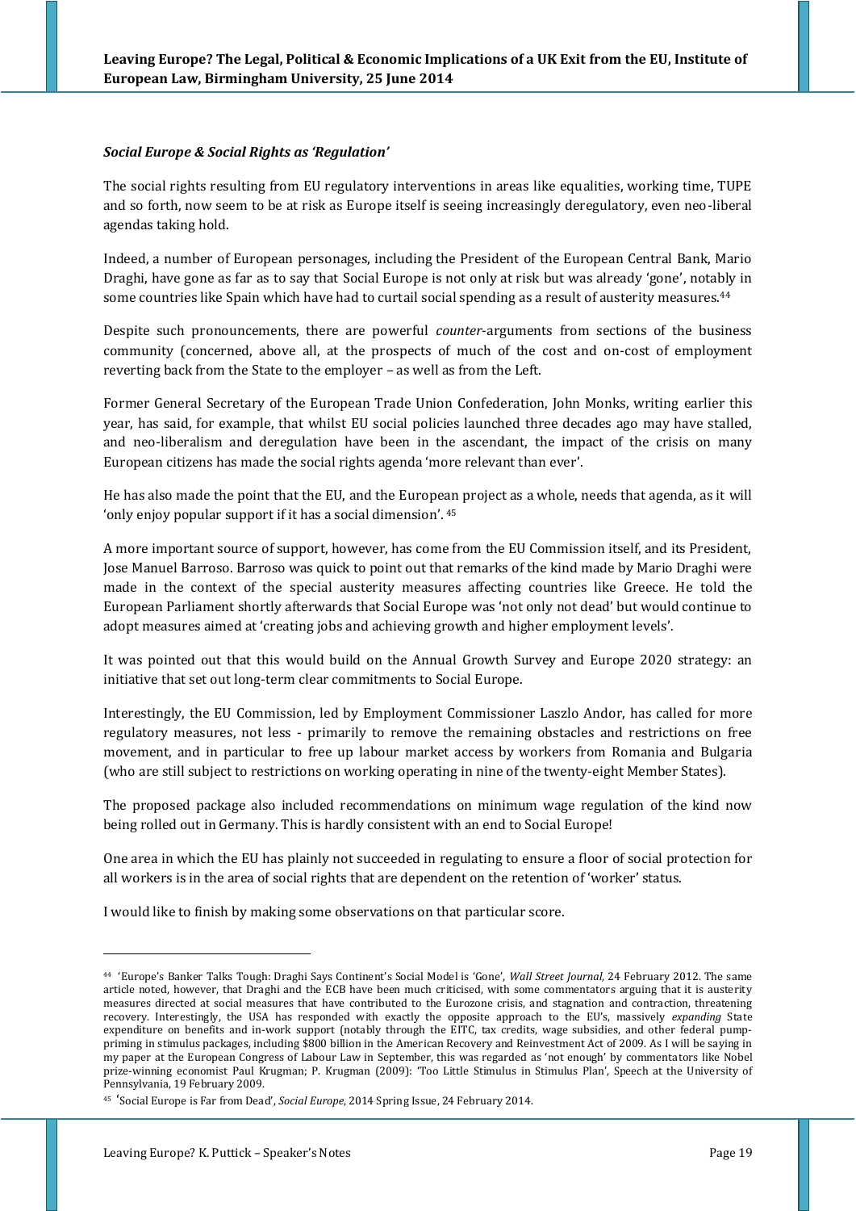***Social Europe & Social Rights as 'Regulation'***

The social rights resulting from EU regulatory interventions in areas like equalities, working time, TUPE and so forth, now seem to be at risk as Europe itself is seeing increasingly deregulatory, even neo-liberal agendas taking hold.

Indeed, a number of European personages, including the President of the European Central Bank, Mario Draghi, have gone as far as to say that Social Europe is not only at risk but was already 'gone', notably in some countries like Spain which have had to curtail social spending as a result of austerity measures.[44]

Despite such pronouncements, there are powerful *counter*-arguments from sections of the business community (concerned, above all, at the prospects of much of the cost and on-cost of employment reverting back from the State to the employer – as well as from the Left.

Former General Secretary of the European Trade Union Confederation, John Monks, writing earlier this year, has said, for example, that whilst EU social policies launched three decades ago may have stalled, and neo-liberalism and deregulation have been in the ascendant, the impact of the crisis on many European citizens has made the social rights agenda 'more relevant than ever'.

He has also made the point that the EU, and the European project as a whole, needs that agenda, as it will 'only enjoy popular support if it has a social dimension'. [45]

A more important source of support, however, has come from the EU Commission itself, and its President, Jose Manuel Barroso. Barroso was quick to point out that remarks of the kind made by Mario Draghi were made in the context of the special austerity measures affecting countries like Greece. He told the European Parliament shortly afterwards that Social Europe was 'not only not dead' but would continue to adopt measures aimed at 'creating jobs and achieving growth and higher employment levels'.

It was pointed out that this would build on the Annual Growth Survey and Europe 2020 strategy: an initiative that set out long-term clear commitments to Social Europe.

Interestingly, the EU Commission, led by Employment Commissioner Laszlo Andor, has called for more regulatory measures, not less - primarily to remove the remaining obstacles and restrictions on free movement, and in particular to free up labour market access by workers from Romania and Bulgaria (who are still subject to restrictions on working operating in nine of the twenty-eight Member States).

The proposed package also included recommendations on minimum wage regulation of the kind now being rolled out in Germany. This is hardly consistent with an end to Social Europe!

One area in which the EU has plainly not succeeded in regulating to ensure a floor of social protection for all workers is in the area of social rights that are dependent on the retention of 'worker' status.

I would like to finish by making some observations on that particular score.

---

[44] 'Europe's Banker Talks Tough: Draghi Says Continent's Social Model is 'Gone', *Wall Street Journal*, 24 February 2012. The same article noted, however, that Draghi and the ECB have been much criticised, with some commentators arguing that it is austerity measures directed at social measures that have contributed to the Eurozone crisis, and stagnation and contraction, threatening recovery. Interestingly, the USA has responded with exactly the opposite approach to the EU's, massively *expanding* State expenditure on benefits and in-work support (notably through the EITC, tax credits, wage subsidies, and other federal pump-priming in stimulus packages, including $800 billion in the American Recovery and Reinvestment Act of 2009. As I will be saying in my paper at the European Congress of Labour Law in September, this was regarded as 'not enough' by commentators like Nobel prize-winning economist Paul Krugman; P. Krugman (2009): 'Too Little Stimulus in Stimulus Plan', Speech at the University of Pennsylvania, 19 February 2009.

[45] 'Social Europe is Far from Dead', *Social Europe*, 2014 Spring Issue, 24 February 2014.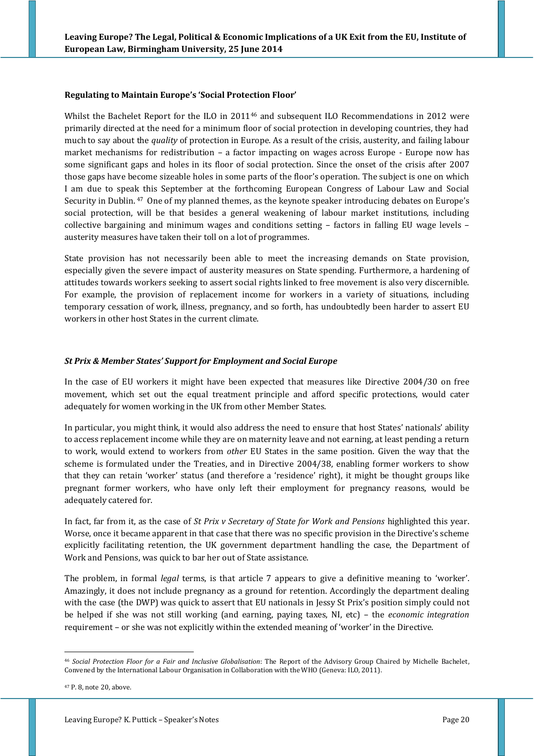**Regulating to Maintain Europe's 'Social Protection Floor'**

Whilst the Bachelet Report for the ILO in 2011[46] and subsequent ILO Recommendations in 2012 were primarily directed at the need for a minimum floor of social protection in developing countries, they had much to say about the *quality* of protection in Europe. As a result of the crisis, austerity, and failing labour market mechanisms for redistribution – a factor impacting on wages across Europe - Europe now has some significant gaps and holes in its floor of social protection. Since the onset of the crisis after 2007 those gaps have become sizeable holes in some parts of the floor's operation. The subject is one on which I am due to speak this September at the forthcoming European Congress of Labour Law and Social Security in Dublin.[47] One of my planned themes, as the keynote speaker introducing debates on Europe's social protection, will be that besides a general weakening of labour market institutions, including collective bargaining and minimum wages and conditions setting – factors in falling EU wage levels – austerity measures have taken their toll on a lot of programmes.

State provision has not necessarily been able to meet the increasing demands on State provision, especially given the severe impact of austerity measures on State spending. Furthermore, a hardening of attitudes towards workers seeking to assert social rights linked to free movement is also very discernible. For example, the provision of replacement income for workers in a variety of situations, including temporary cessation of work, illness, pregnancy, and so forth, has undoubtedly been harder to assert EU workers in other host States in the current climate.

***St Prix & Member States' Support for Employment and Social Europe***

In the case of EU workers it might have been expected that measures like Directive 2004/30 on free movement, which set out the equal treatment principle and afford specific protections, would cater adequately for women working in the UK from other Member States.

In particular, you might think, it would also address the need to ensure that host States' nationals' ability to access replacement income while they are on maternity leave and not earning, at least pending a return to work, would extend to workers from *other* EU States in the same position. Given the way that the scheme is formulated under the Treaties, and in Directive 2004/38, enabling former workers to show that they can retain 'worker' status (and therefore a 'residence' right), it might be thought groups like pregnant former workers, who have only left their employment for pregnancy reasons, would be adequately catered for.

In fact, far from it, as the case of *St Prix v Secretary of State for Work and Pensions* highlighted this year. Worse, once it became apparent in that case that there was no specific provision in the Directive's scheme explicitly facilitating retention, the UK government department handling the case, the Department of Work and Pensions, was quick to bar her out of State assistance.

The problem, in formal *legal* terms, is that article 7 appears to give a definitive meaning to 'worker'. Amazingly, it does not include pregnancy as a ground for retention. Accordingly the department dealing with the case (the DWP) was quick to assert that EU nationals in Jessy St Prix's position simply could not be helped if she was not still working (and earning, paying taxes, NI, etc) – the *economic integration* requirement – or she was not explicitly within the extended meaning of 'worker' in the Directive.

---

[46] *Social Protection Floor for a Fair and Inclusive Globalisation*: The Report of the Advisory Group Chaired by Michelle Bachelet, Convened by the International Labour Organisation in Collaboration with the WHO (Geneva: ILO, 2011).

[47] P. 8, note 20, above.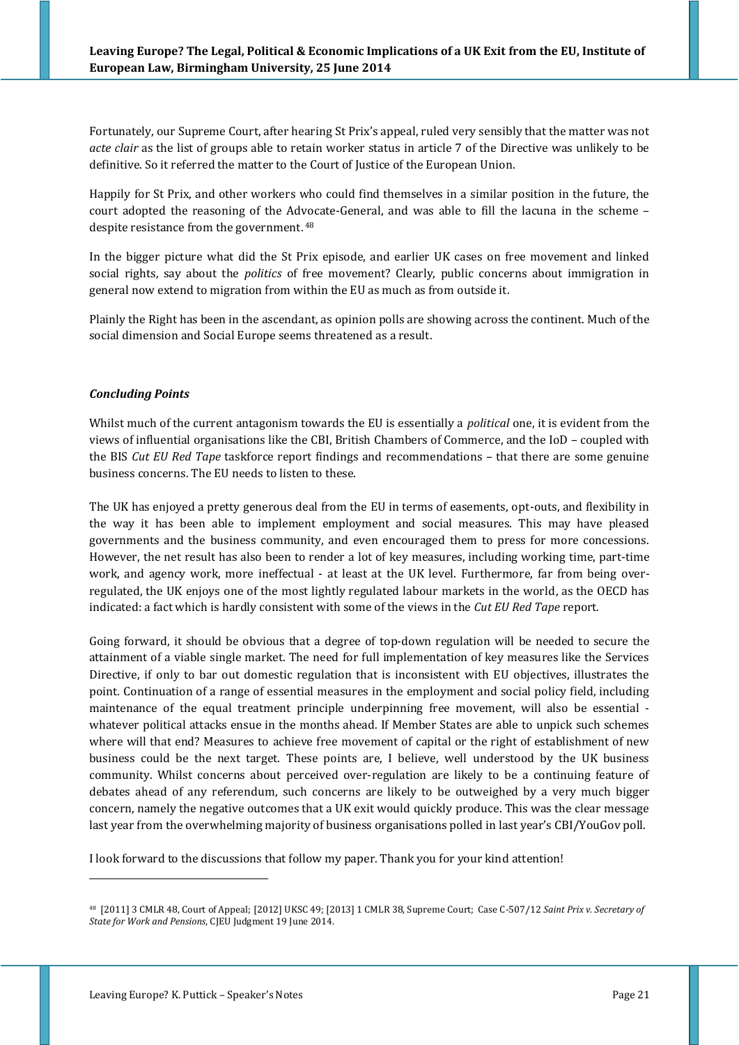Fortunately, our Supreme Court, after hearing St Prix's appeal, ruled very sensibly that the matter was not *acte clair* as the list of groups able to retain worker status in article 7 of the Directive was unlikely to be definitive. So it referred the matter to the Court of Justice of the European Union.

Happily for St Prix, and other workers who could find themselves in a similar position in the future, the court adopted the reasoning of the Advocate-General, and was able to fill the lacuna in the scheme – despite resistance from the government.[48]

In the bigger picture what did the St Prix episode, and earlier UK cases on free movement and linked social rights, say about the *politics* of free movement? Clearly, public concerns about immigration in general now extend to migration from within the EU as much as from outside it.

Plainly the Right has been in the ascendant, as opinion polls are showing across the continent. Much of the social dimension and Social Europe seems threatened as a result.

### *Concluding Points*

Whilst much of the current antagonism towards the EU is essentially a *political* one, it is evident from the views of influential organisations like the CBI, British Chambers of Commerce, and the IoD – coupled with the BIS *Cut EU Red Tape* taskforce report findings and recommendations – that there are some genuine business concerns. The EU needs to listen to these.

The UK has enjoyed a pretty generous deal from the EU in terms of easements, opt-outs, and flexibility in the way it has been able to implement employment and social measures. This may have pleased governments and the business community, and even encouraged them to press for more concessions. However, the net result has also been to render a lot of key measures, including working time, part-time work, and agency work, more ineffectual - at least at the UK level. Furthermore, far from being over-regulated, the UK enjoys one of the most lightly regulated labour markets in the world, as the OECD has indicated: a fact which is hardly consistent with some of the views in the *Cut EU Red Tape* report.

Going forward, it should be obvious that a degree of top-down regulation will be needed to secure the attainment of a viable single market. The need for full implementation of key measures like the Services Directive, if only to bar out domestic regulation that is inconsistent with EU objectives, illustrates the point. Continuation of a range of essential measures in the employment and social policy field, including maintenance of the equal treatment principle underpinning free movement, will also be essential - whatever political attacks ensue in the months ahead. If Member States are able to unpick such schemes where will that end? Measures to achieve free movement of capital or the right of establishment of new business could be the next target. These points are, I believe, well understood by the UK business community. Whilst concerns about perceived over-regulation are likely to be a continuing feature of debates ahead of any referendum, such concerns are likely to be outweighed by a very much bigger concern, namely the negative outcomes that a UK exit would quickly produce. This was the clear message last year from the overwhelming majority of business organisations polled in last year's CBI/YouGov poll.

I look forward to the discussions that follow my paper. Thank you for your kind attention!

---

[48] [2011] 3 CMLR 48, Court of Appeal; [2012] UKSC 49; [2013] 1 CMLR 38, Supreme Court; Case C-507/12 *Saint Prix v. Secretary of State for Work and Pensions*, CJEU Judgment 19 June 2014.